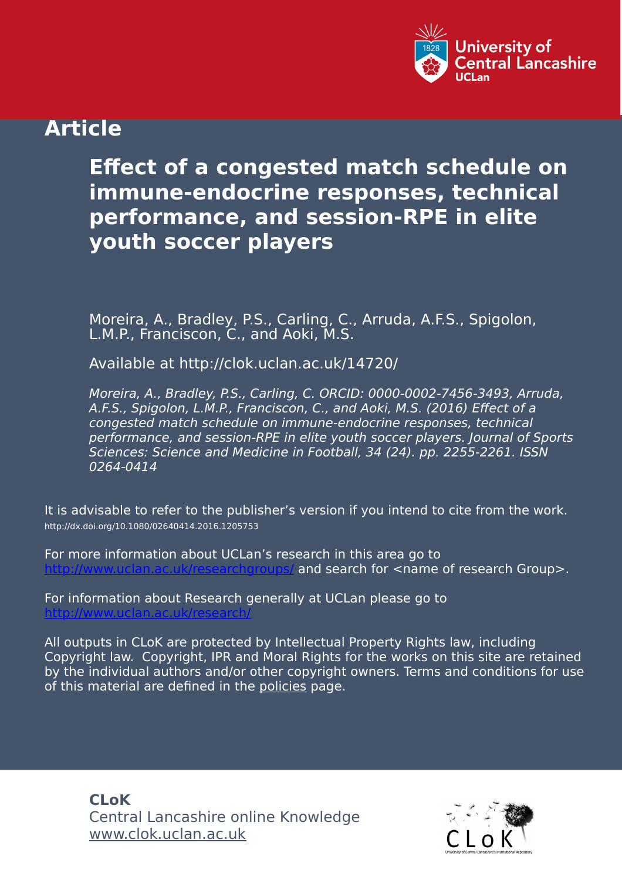University of Central Lancashire
UCLan

## Article

# Effect of a congested match schedule on immune-endocrine responses, technical performance, and session-RPE in elite youth soccer players

Moreira, A., Bradley, P.S., Carling, C., Arruda, A.F.S., Spigolon, L.M.P., Franciscon, C., and Aoki, M.S.

Available at http://clok.uclan.ac.uk/14720/

*Moreira, A., Bradley, P.S., Carling, C. ORCID: 0000-0002-7456-3493, Arruda, A.F.S., Spigolon, L.M.P., Franciscon, C., and Aoki, M.S. (2016) Effect of a congested match schedule on immune-endocrine responses, technical performance, and session-RPE in elite youth soccer players. Journal of Sports Sciences: Science and Medicine in Football, 34 (24). pp. 2255-2261. ISSN 0264-0414*

It is advisable to refer to the publisher's version if you intend to cite from the work.
http://dx.doi.org/10.1080/02640414.2016.1205753

For more information about UCLan's research in this area go to http://www.uclan.ac.uk/researchgroups/ and search for <name of research Group>.

For information about Research generally at UCLan please go to http://www.uclan.ac.uk/research/

All outputs in CLoK are protected by Intellectual Property Rights law, including Copyright law. Copyright, IPR and Moral Rights for the works on this site are retained by the individual authors and/or other copyright owners. Terms and conditions for use of this material are defined in the policies page.

**CLoK**
Central Lancashire online Knowledge
www.clok.uclan.ac.uk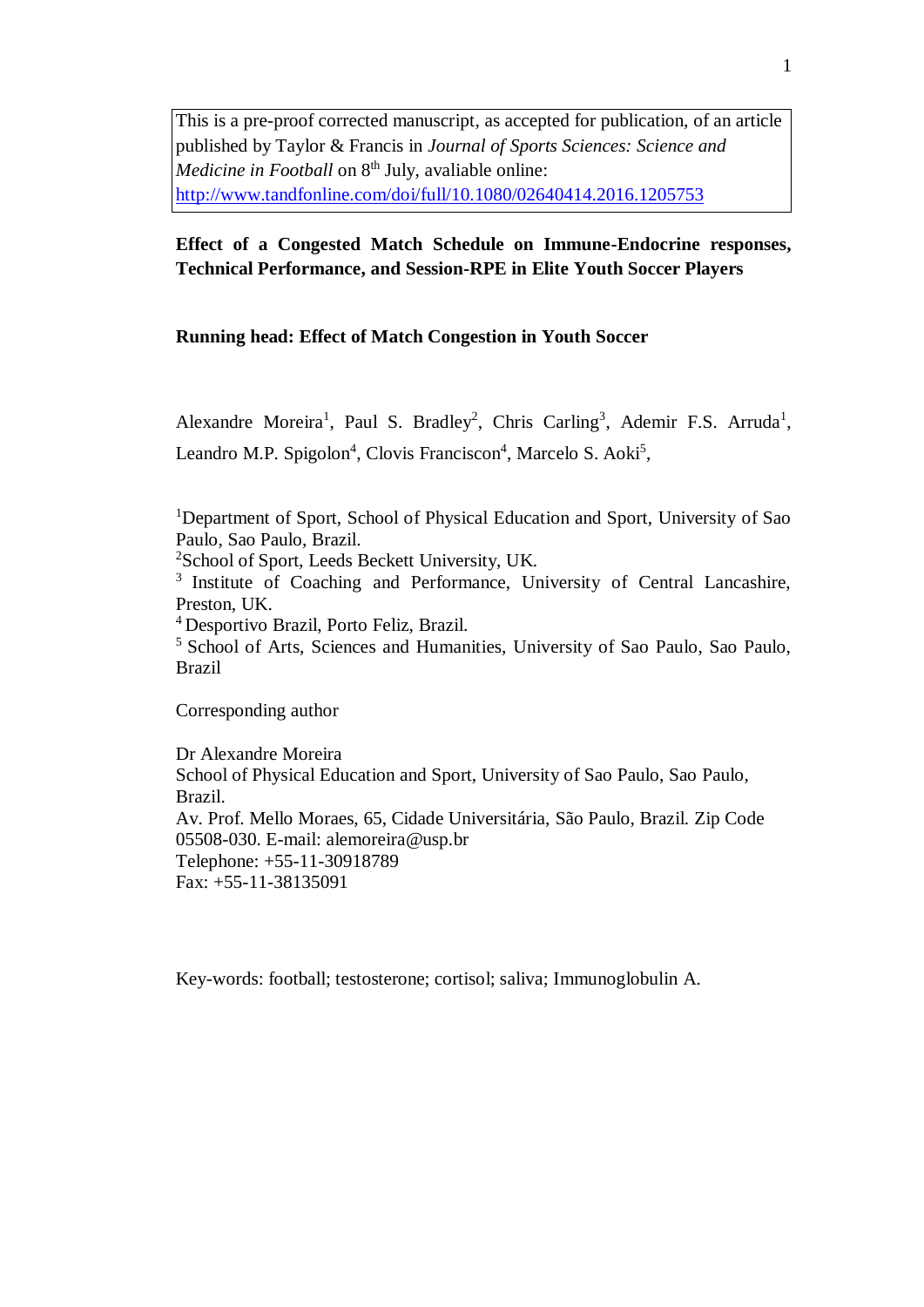This is a pre-proof corrected manuscript, as accepted for publication, of an article published by Taylor & Francis in *Journal of Sports Sciences: Science and Medicine in Football* on 8th July, avaliable online: http://www.tandfonline.com/doi/full/10.1080/02640414.2016.1205753

**Effect of a Congested Match Schedule on Immune-Endocrine responses, Technical Performance, and Session-RPE in Elite Youth Soccer Players**

**Running head: Effect of Match Congestion in Youth Soccer**

Alexandre Moreira[1], Paul S. Bradley[2], Chris Carling[3], Ademir F.S. Arruda[1], Leandro M.P. Spigolon[4], Clovis Franciscon[4], Marcelo S. Aoki[5],

[1]Department of Sport, School of Physical Education and Sport, University of Sao Paulo, Sao Paulo, Brazil.
[2]School of Sport, Leeds Beckett University, UK.
[3] Institute of Coaching and Performance, University of Central Lancashire, Preston, UK.
[4] Desportivo Brazil, Porto Feliz, Brazil.
[5] School of Arts, Sciences and Humanities, University of Sao Paulo, Sao Paulo, Brazil

Corresponding author

Dr Alexandre Moreira
School of Physical Education and Sport, University of Sao Paulo, Sao Paulo, Brazil.
Av. Prof. Mello Moraes, 65, Cidade Universitária, São Paulo, Brazil. Zip Code 05508-030. E-mail: alemoreira@usp.br
Telephone: +55-11-30918789
Fax: +55-11-38135091

Key-words: football; testosterone; cortisol; saliva; Immunoglobulin A.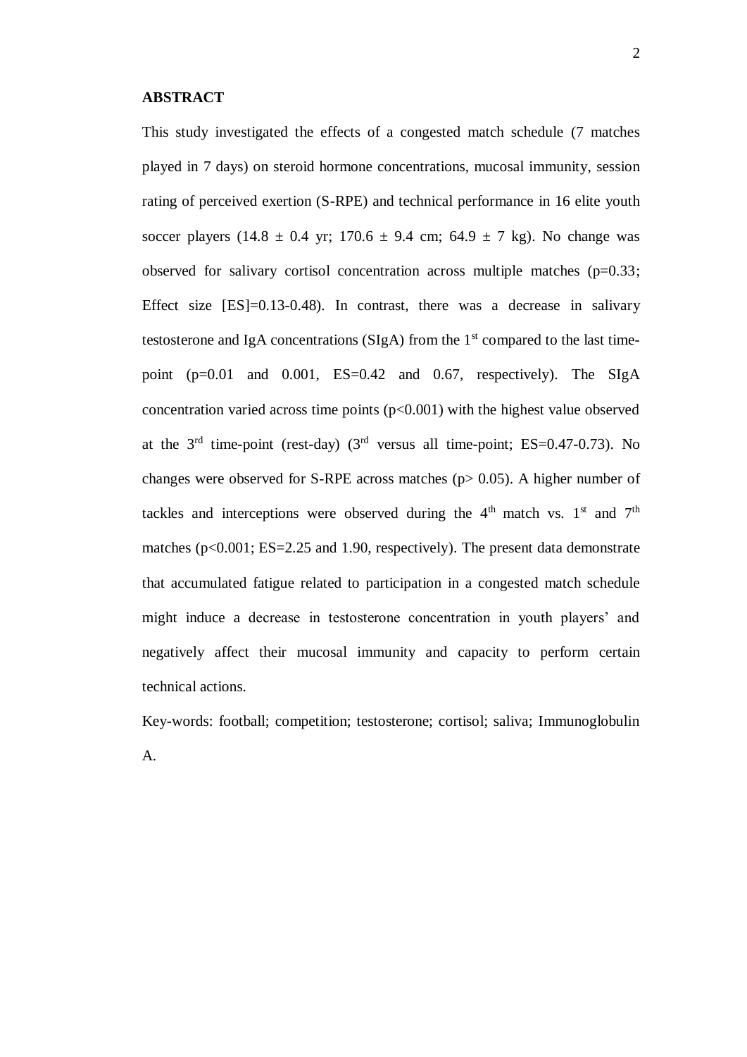**ABSTRACT**

This study investigated the effects of a congested match schedule (7 matches played in 7 days) on steroid hormone concentrations, mucosal immunity, session rating of perceived exertion (S-RPE) and technical performance in 16 elite youth soccer players (14.8 ± 0.4 yr; 170.6 ± 9.4 cm; 64.9 ± 7 kg). No change was observed for salivary cortisol concentration across multiple matches ($p=0.33$; Effect size [ES]=0.13-0.48). In contrast, there was a decrease in salivary testosterone and IgA concentrations (SIgA) from the 1st compared to the last time-point ($p=0.01$ and 0.001, ES=0.42 and 0.67, respectively). The SIgA concentration varied across time points ($p<0.001$) with the highest value observed at the 3rd time-point (rest-day) (3rd versus all time-point; ES=0.47-0.73). No changes were observed for S-RPE across matches ($p> 0.05$). A higher number of tackles and interceptions were observed during the 4th match vs. 1st and 7th matches ($p<0.001$; ES=2.25 and 1.90, respectively). The present data demonstrate that accumulated fatigue related to participation in a congested match schedule might induce a decrease in testosterone concentration in youth players' and negatively affect their mucosal immunity and capacity to perform certain technical actions.

Key-words: football; competition; testosterone; cortisol; saliva; Immunoglobulin A.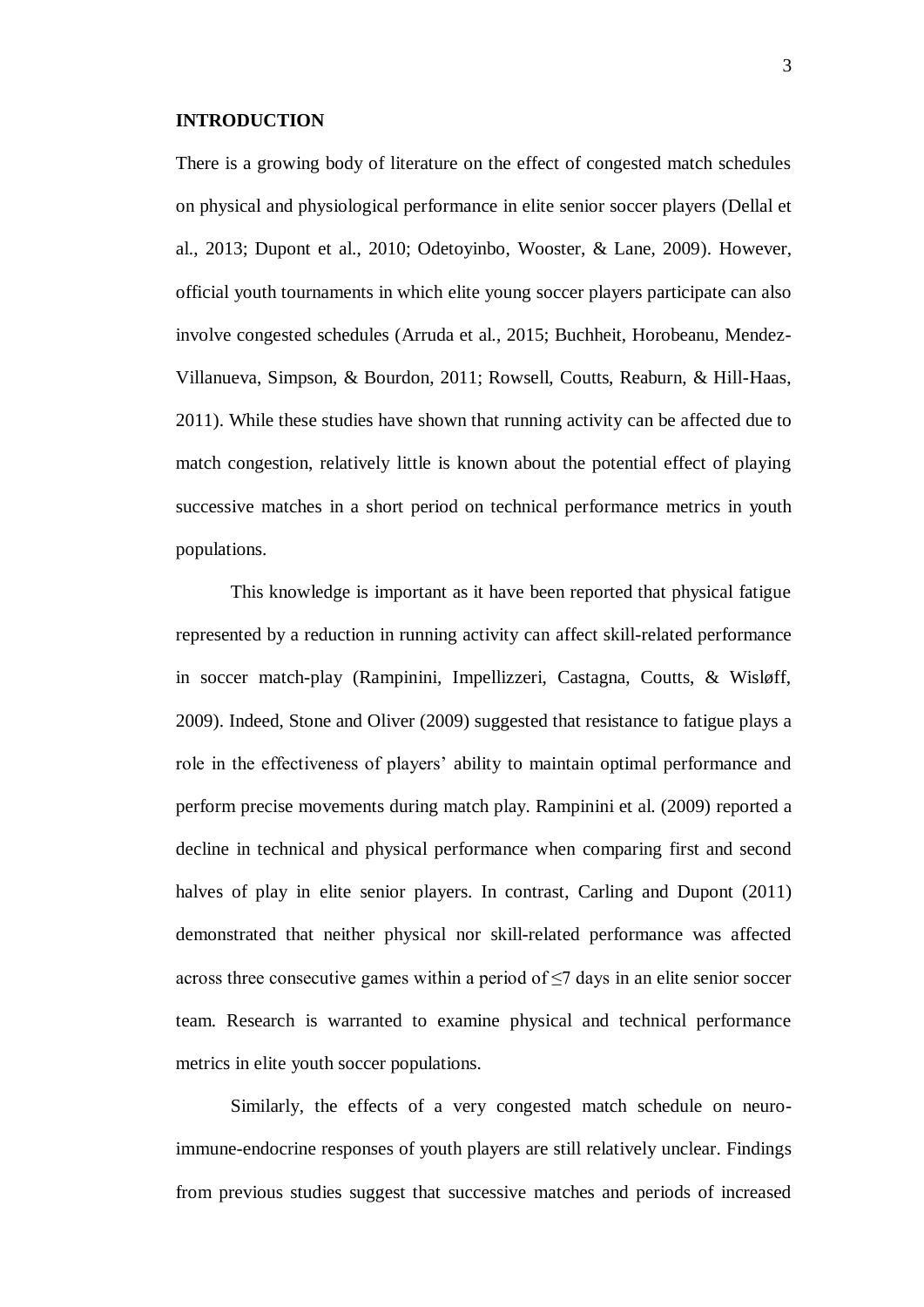## INTRODUCTION

There is a growing body of literature on the effect of congested match schedules on physical and physiological performance in elite senior soccer players (Dellal et al., 2013; Dupont et al., 2010; Odetoyinbo, Wooster, & Lane, 2009). However, official youth tournaments in which elite young soccer players participate can also involve congested schedules (Arruda et al., 2015; Buchheit, Horobeanu, Mendez-Villanueva, Simpson, & Bourdon, 2011; Rowsell, Coutts, Reaburn, & Hill-Haas, 2011). While these studies have shown that running activity can be affected due to match congestion, relatively little is known about the potential effect of playing successive matches in a short period on technical performance metrics in youth populations.

This knowledge is important as it have been reported that physical fatigue represented by a reduction in running activity can affect skill-related performance in soccer match-play (Rampinini, Impellizzeri, Castagna, Coutts, & Wisløff, 2009). Indeed, Stone and Oliver (2009) suggested that resistance to fatigue plays a role in the effectiveness of players' ability to maintain optimal performance and perform precise movements during match play. Rampinini et al. (2009) reported a decline in technical and physical performance when comparing first and second halves of play in elite senior players. In contrast, Carling and Dupont (2011) demonstrated that neither physical nor skill-related performance was affected across three consecutive games within a period of ≤7 days in an elite senior soccer team. Research is warranted to examine physical and technical performance metrics in elite youth soccer populations.

Similarly, the effects of a very congested match schedule on neuro-immune-endocrine responses of youth players are still relatively unclear. Findings from previous studies suggest that successive matches and periods of increased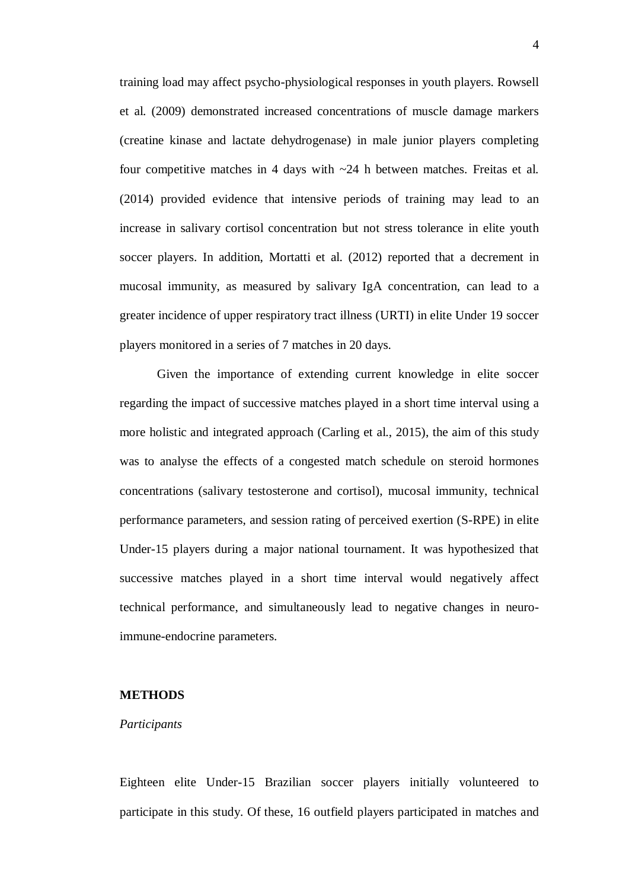training load may affect psycho-physiological responses in youth players. Rowsell et al. (2009) demonstrated increased concentrations of muscle damage markers (creatine kinase and lactate dehydrogenase) in male junior players completing four competitive matches in 4 days with ~24 h between matches. Freitas et al. (2014) provided evidence that intensive periods of training may lead to an increase in salivary cortisol concentration but not stress tolerance in elite youth soccer players. In addition, Mortatti et al. (2012) reported that a decrement in mucosal immunity, as measured by salivary IgA concentration, can lead to a greater incidence of upper respiratory tract illness (URTI) in elite Under 19 soccer players monitored in a series of 7 matches in 20 days.

Given the importance of extending current knowledge in elite soccer regarding the impact of successive matches played in a short time interval using a more holistic and integrated approach (Carling et al., 2015), the aim of this study was to analyse the effects of a congested match schedule on steroid hormones concentrations (salivary testosterone and cortisol), mucosal immunity, technical performance parameters, and session rating of perceived exertion (S-RPE) in elite Under-15 players during a major national tournament. It was hypothesized that successive matches played in a short time interval would negatively affect technical performance, and simultaneously lead to negative changes in neuro-immune-endocrine parameters.

## METHODS

### *Participants*

Eighteen elite Under-15 Brazilian soccer players initially volunteered to participate in this study. Of these, 16 outfield players participated in matches and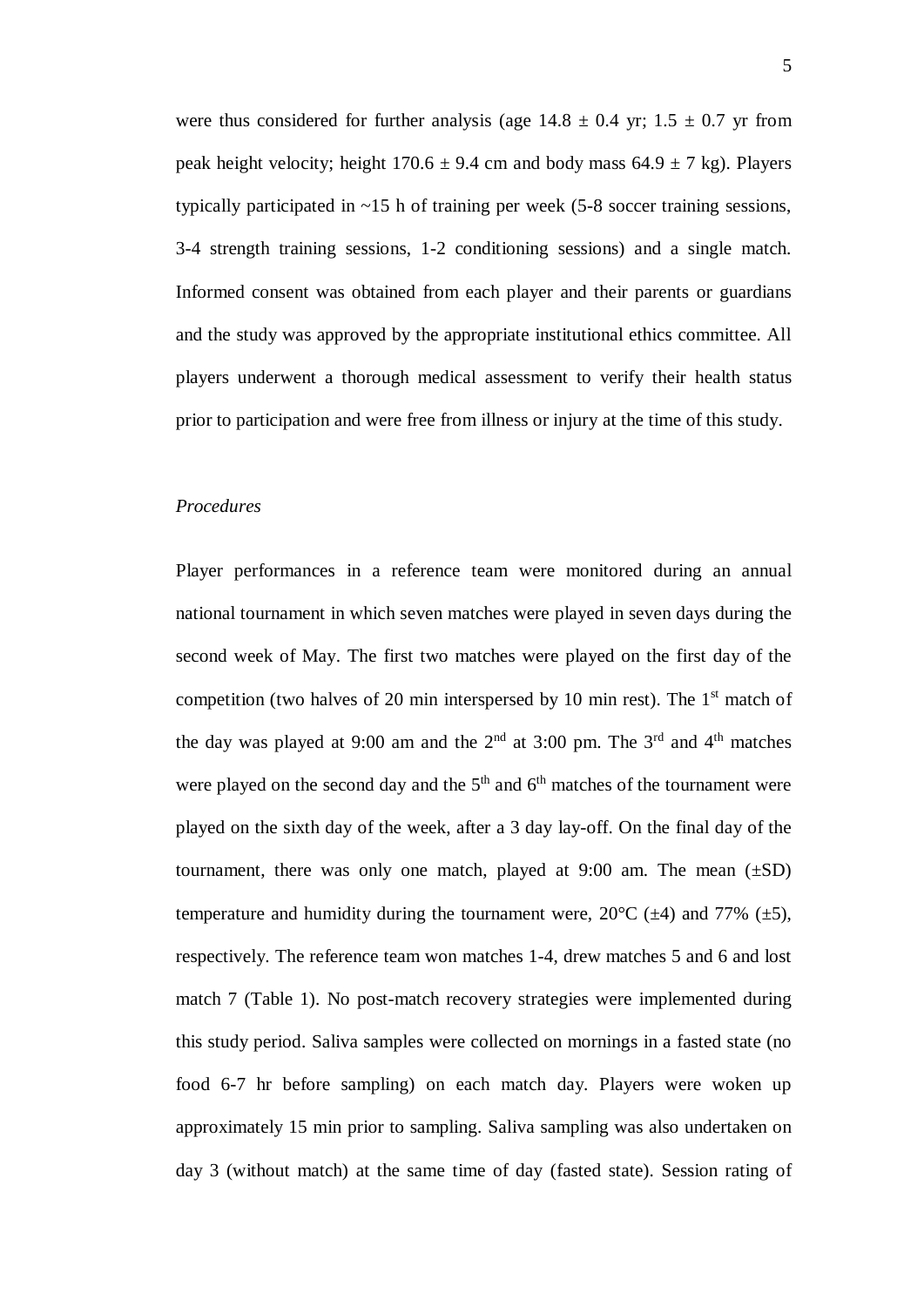were thus considered for further analysis (age 14.8 ± 0.4 yr; 1.5 ± 0.7 yr from peak height velocity; height 170.6 ± 9.4 cm and body mass 64.9 ± 7 kg). Players typically participated in ~15 h of training per week (5-8 soccer training sessions, 3-4 strength training sessions, 1-2 conditioning sessions) and a single match. Informed consent was obtained from each player and their parents or guardians and the study was approved by the appropriate institutional ethics committee. All players underwent a thorough medical assessment to verify their health status prior to participation and were free from illness or injury at the time of this study.

*Procedures*

Player performances in a reference team were monitored during an annual national tournament in which seven matches were played in seven days during the second week of May. The first two matches were played on the first day of the competition (two halves of 20 min interspersed by 10 min rest). The 1st match of the day was played at 9:00 am and the 2nd at 3:00 pm. The 3rd and 4th matches were played on the second day and the 5th and 6th matches of the tournament were played on the sixth day of the week, after a 3 day lay-off. On the final day of the tournament, there was only one match, played at 9:00 am. The mean (±SD) temperature and humidity during the tournament were, 20°C (±4) and 77% (±5), respectively. The reference team won matches 1-4, drew matches 5 and 6 and lost match 7 (Table 1). No post-match recovery strategies were implemented during this study period. Saliva samples were collected on mornings in a fasted state (no food 6-7 hr before sampling) on each match day. Players were woken up approximately 15 min prior to sampling. Saliva sampling was also undertaken on day 3 (without match) at the same time of day (fasted state). Session rating of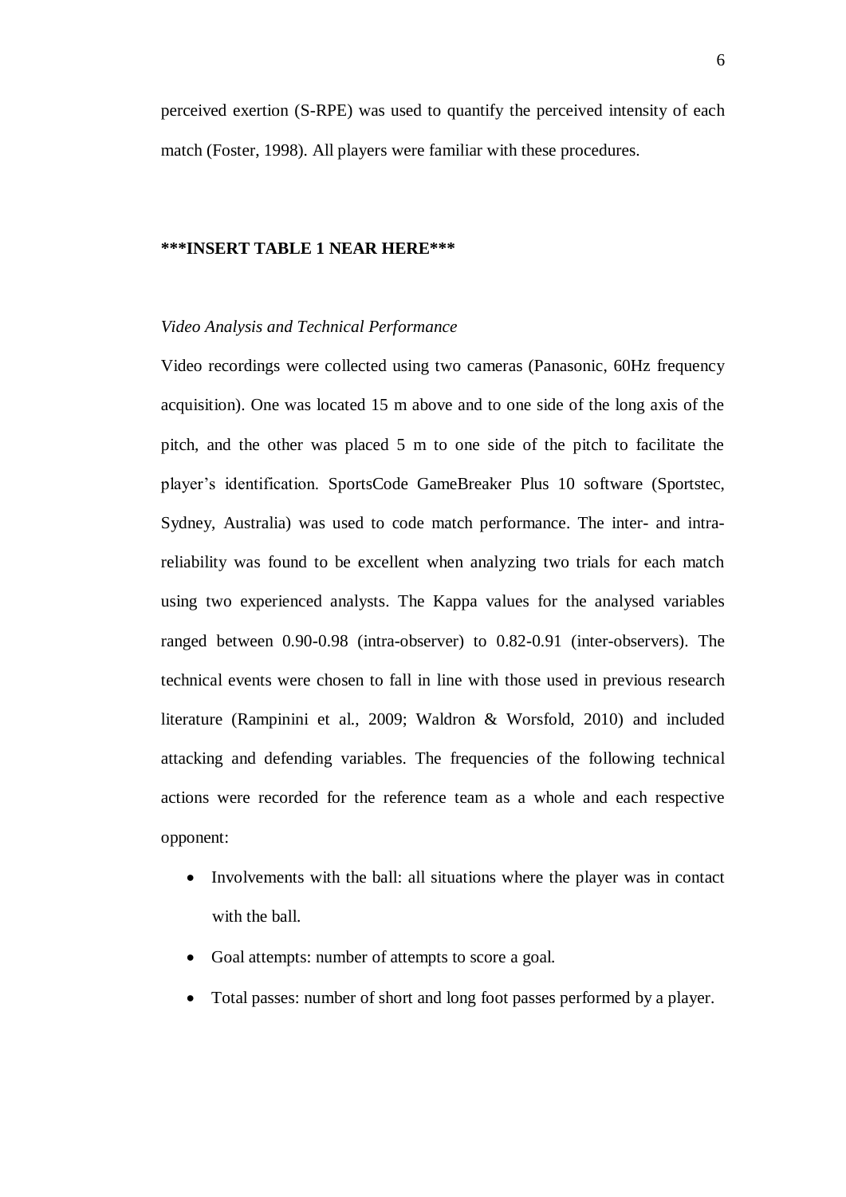perceived exertion (S-RPE) was used to quantify the perceived intensity of each match (Foster, 1998). All players were familiar with these procedures.

**\*\*\*INSERT TABLE 1 NEAR HERE\*\*\***

*Video Analysis and Technical Performance*

Video recordings were collected using two cameras (Panasonic, 60Hz frequency acquisition). One was located 15 m above and to one side of the long axis of the pitch, and the other was placed 5 m to one side of the pitch to facilitate the player's identification. SportsCode GameBreaker Plus 10 software (Sportstec, Sydney, Australia) was used to code match performance. The inter- and intra-reliability was found to be excellent when analyzing two trials for each match using two experienced analysts. The Kappa values for the analysed variables ranged between 0.90-0.98 (intra-observer) to 0.82-0.91 (inter-observers). The technical events were chosen to fall in line with those used in previous research literature (Rampinini et al., 2009; Waldron & Worsfold, 2010) and included attacking and defending variables. The frequencies of the following technical actions were recorded for the reference team as a whole and each respective opponent:

- Involvements with the ball: all situations where the player was in contact with the ball.
- Goal attempts: number of attempts to score a goal.
- Total passes: number of short and long foot passes performed by a player.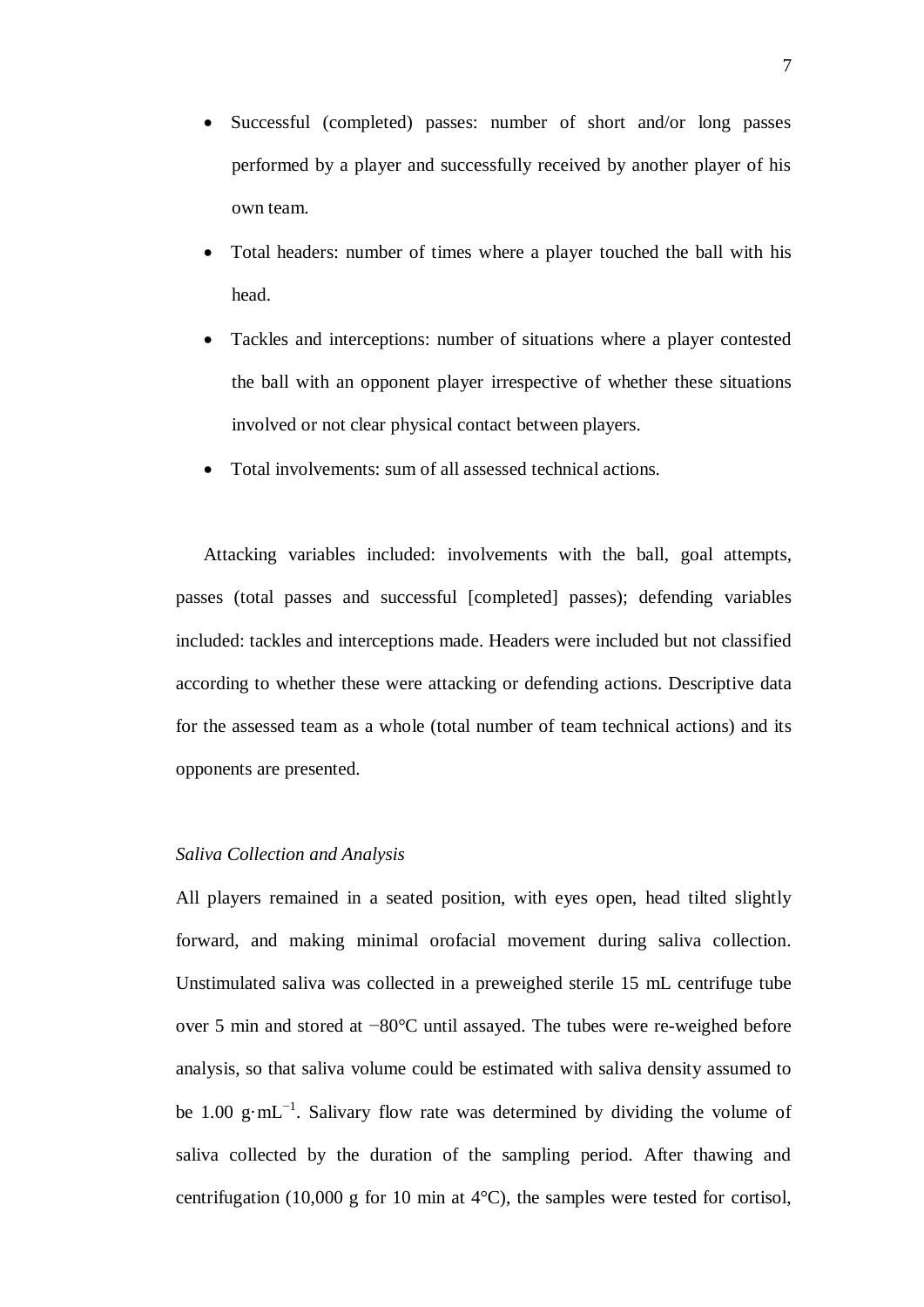- Successful (completed) passes: number of short and/or long passes performed by a player and successfully received by another player of his own team.
- Total headers: number of times where a player touched the ball with his head.
- Tackles and interceptions: number of situations where a player contested the ball with an opponent player irrespective of whether these situations involved or not clear physical contact between players.
- Total involvements: sum of all assessed technical actions.

Attacking variables included: involvements with the ball, goal attempts, passes (total passes and successful [completed] passes); defending variables included: tackles and interceptions made. Headers were included but not classified according to whether these were attacking or defending actions. Descriptive data for the assessed team as a whole (total number of team technical actions) and its opponents are presented.

*Saliva Collection and Analysis*

All players remained in a seated position, with eyes open, head tilted slightly forward, and making minimal orofacial movement during saliva collection. Unstimulated saliva was collected in a preweighed sterile 15 mL centrifuge tube over 5 min and stored at −80°C until assayed. The tubes were re-weighed before analysis, so that saliva volume could be estimated with saliva density assumed to be 1.00 $g \cdot mL^{-1}$. Salivary flow rate was determined by dividing the volume of saliva collected by the duration of the sampling period. After thawing and centrifugation (10,000 g for 10 min at 4°C), the samples were tested for cortisol,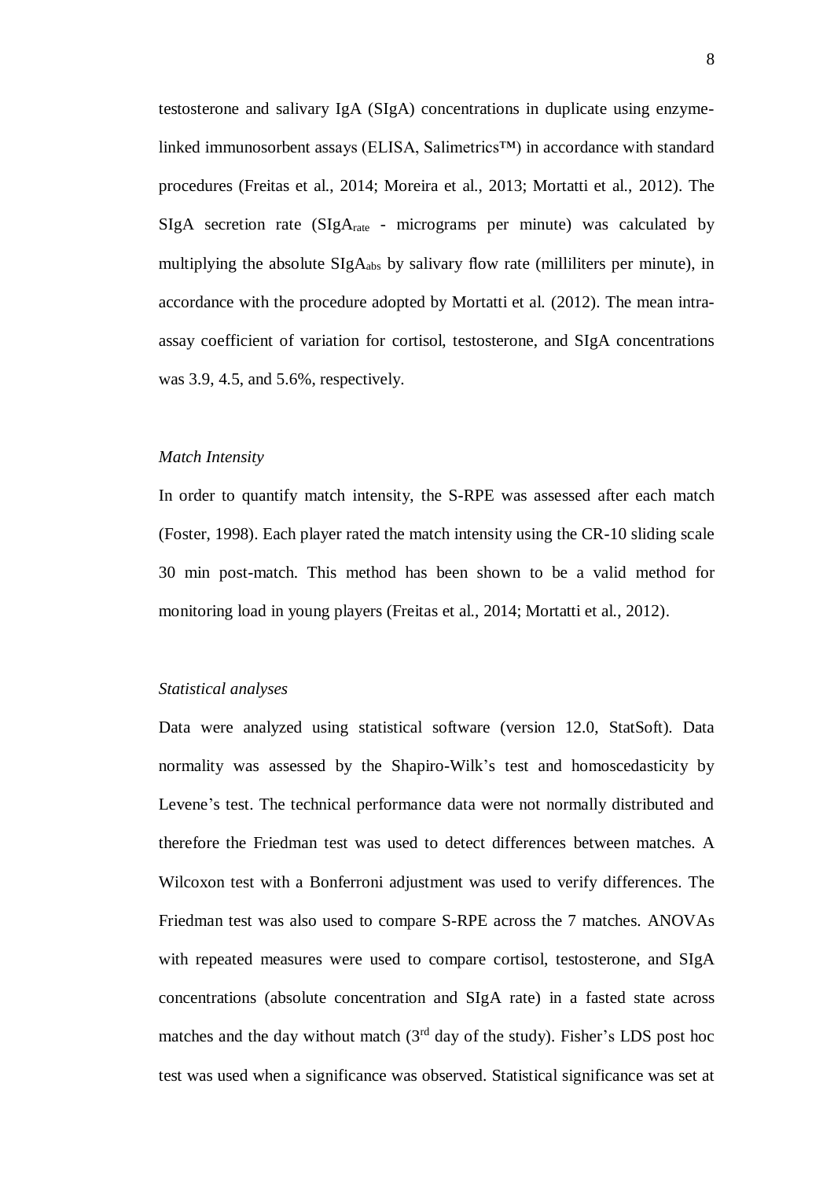testosterone and salivary IgA (SIgA) concentrations in duplicate using enzyme-linked immunosorbent assays (ELISA, Salimetrics™) in accordance with standard procedures (Freitas et al., 2014; Moreira et al., 2013; Mortatti et al., 2012). The SIgA secretion rate ($SIgA_{rate}$ - micrograms per minute) was calculated by multiplying the absolute $SIgA_{abs}$ by salivary flow rate (milliliters per minute), in accordance with the procedure adopted by Mortatti et al. (2012). The mean intra-assay coefficient of variation for cortisol, testosterone, and SIgA concentrations was 3.9, 4.5, and 5.6%, respectively.

### *Match Intensity*

In order to quantify match intensity, the S-RPE was assessed after each match (Foster, 1998). Each player rated the match intensity using the CR-10 sliding scale 30 min post-match. This method has been shown to be a valid method for monitoring load in young players (Freitas et al., 2014; Mortatti et al., 2012).

### *Statistical analyses*

Data were analyzed using statistical software (version 12.0, StatSoft). Data normality was assessed by the Shapiro-Wilk's test and homoscedasticity by Levene's test. The technical performance data were not normally distributed and therefore the Friedman test was used to detect differences between matches. A Wilcoxon test with a Bonferroni adjustment was used to verify differences. The Friedman test was also used to compare S-RPE across the 7 matches. ANOVAs with repeated measures were used to compare cortisol, testosterone, and SIgA concentrations (absolute concentration and SIgA rate) in a fasted state across matches and the day without match ($3^{rd}$ day of the study). Fisher's LDS post hoc test was used when a significance was observed. Statistical significance was set at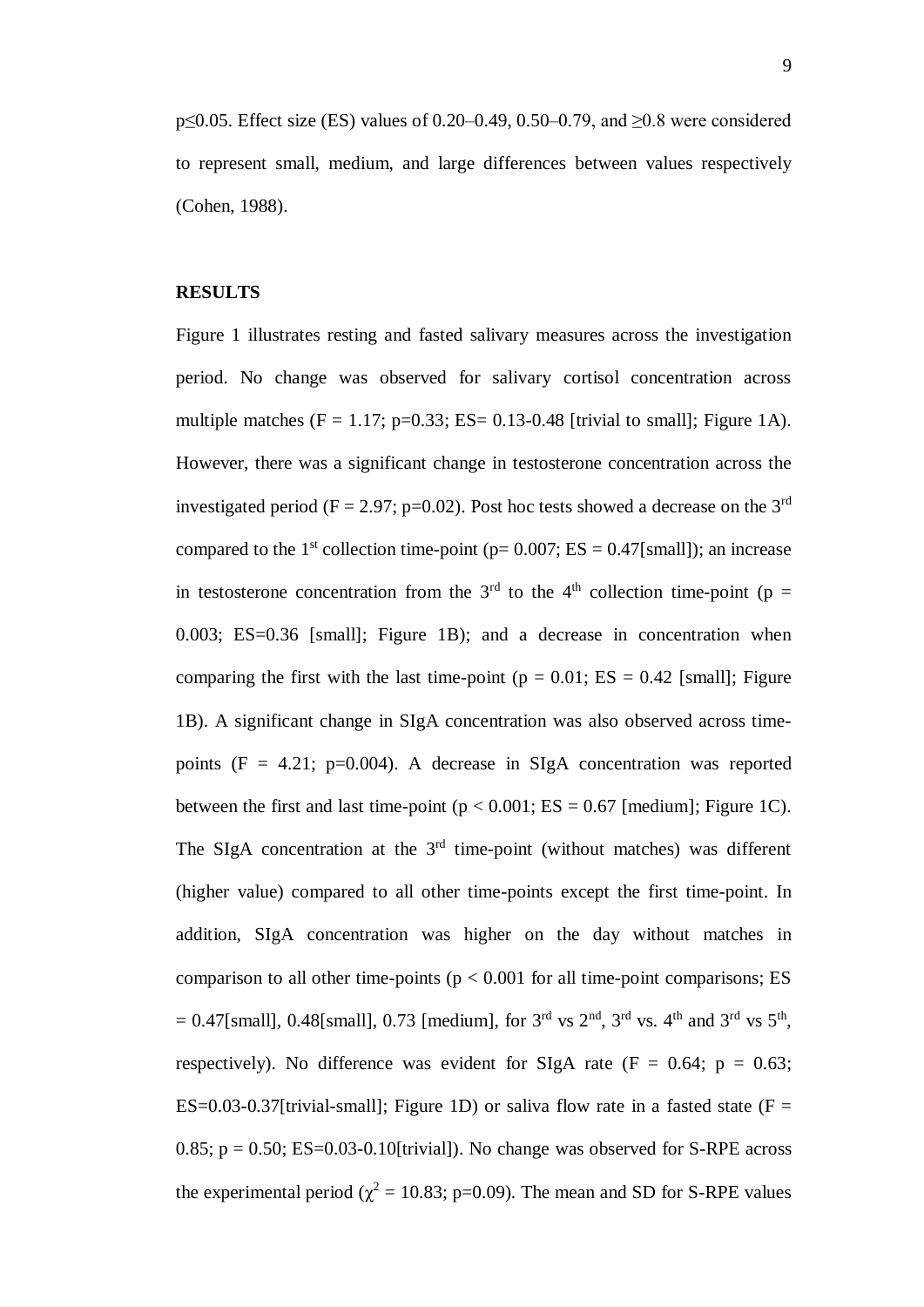$p \leq 0.05$. Effect size (ES) values of 0.20–0.49, 0.50–0.79, and $\geq 0.8$ were considered to represent small, medium, and large differences between values respectively (Cohen, 1988).

## RESULTS

Figure 1 illustrates resting and fasted salivary measures across the investigation period. No change was observed for salivary cortisol concentration across multiple matches ($F = 1.17$; $p=0.33$; ES= 0.13-0.48 [trivial to small]; Figure 1A). However, there was a significant change in testosterone concentration across the investigated period ($F = 2.97$; $p=0.02$). Post hoc tests showed a decrease on the 3$^{rd}$ compared to the 1$^{st}$ collection time-point ($p= 0.007$; ES = 0.47[small]); an increase in testosterone concentration from the 3$^{rd}$ to the 4$^{th}$ collection time-point ($p = 0.003$; ES=0.36 [small]; Figure 1B); and a decrease in concentration when comparing the first with the last time-point ($p = 0.01$; ES = 0.42 [small]; Figure 1B). A significant change in SIgA concentration was also observed across time-points ($F = 4.21$; $p=0.004$). A decrease in SIgA concentration was reported between the first and last time-point ($p < 0.001$; ES = 0.67 [medium]; Figure 1C). The SIgA concentration at the 3$^{rd}$ time-point (without matches) was different (higher value) compared to all other time-points except the first time-point. In addition, SIgA concentration was higher on the day without matches in comparison to all other time-points ($p < 0.001$ for all time-point comparisons; ES = 0.47[small], 0.48[small], 0.73 [medium], for 3$^{rd}$ vs 2$^{nd}$, 3$^{rd}$ vs. 4$^{th}$ and 3$^{rd}$ vs 5$^{th}$, respectively). No difference was evident for SIgA rate ($F = 0.64$; $p = 0.63$; ES=0.03-0.37[trivial-small]; Figure 1D) or saliva flow rate in a fasted state ($F = 0.85$; $p = 0.50$; ES=0.03-0.10[trivial]). No change was observed for S-RPE across the experimental period ($\chi^2 = 10.83$; $p=0.09$). The mean and SD for S-RPE values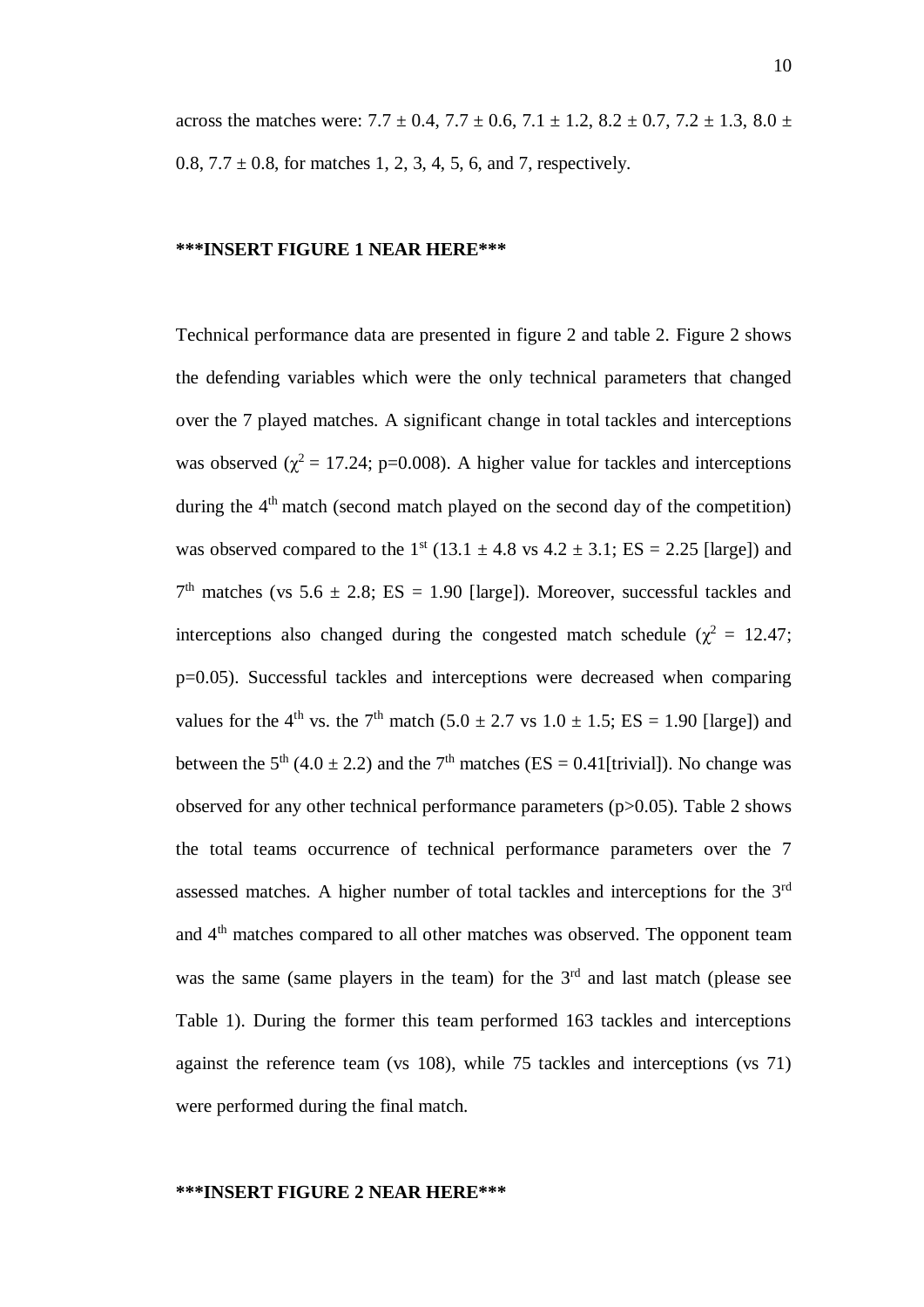across the matches were: 7.7 ± 0.4, 7.7 ± 0.6, 7.1 ± 1.2, 8.2 ± 0.7, 7.2 ± 1.3, 8.0 ± 0.8, 7.7 ± 0.8, for matches 1, 2, 3, 4, 5, 6, and 7, respectively.

**\*\*\*INSERT FIGURE 1 NEAR HERE\*\*\***

Technical performance data are presented in figure 2 and table 2. Figure 2 shows the defending variables which were the only technical parameters that changed over the 7 played matches. A significant change in total tackles and interceptions was observed ($\chi^2$ = 17.24; p=0.008). A higher value for tackles and interceptions during the 4$^{th}$ match (second match played on the second day of the competition) was observed compared to the 1$^{st}$ (13.1 ± 4.8 vs 4.2 ± 3.1; ES = 2.25 [large]) and 7$^{th}$ matches (vs 5.6 ± 2.8; ES = 1.90 [large]). Moreover, successful tackles and interceptions also changed during the congested match schedule ($\chi^2$ = 12.47; p=0.05). Successful tackles and interceptions were decreased when comparing values for the 4$^{th}$ vs. the 7$^{th}$ match (5.0 ± 2.7 vs 1.0 ± 1.5; ES = 1.90 [large]) and between the 5$^{th}$ (4.0 ± 2.2) and the 7$^{th}$ matches (ES = 0.41[trivial]). No change was observed for any other technical performance parameters (p>0.05). Table 2 shows the total teams occurrence of technical performance parameters over the 7 assessed matches. A higher number of total tackles and interceptions for the 3$^{rd}$ and 4$^{th}$ matches compared to all other matches was observed. The opponent team was the same (same players in the team) for the 3$^{rd}$ and last match (please see Table 1). During the former this team performed 163 tackles and interceptions against the reference team (vs 108), while 75 tackles and interceptions (vs 71) were performed during the final match.

**\*\*\*INSERT FIGURE 2 NEAR HERE\*\*\***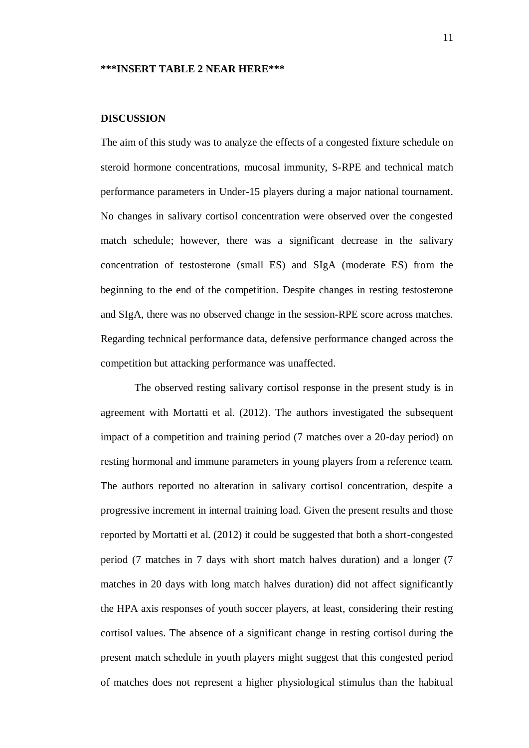**\*\*\*INSERT TABLE 2 NEAR HERE\*\*\***

## DISCUSSION

The aim of this study was to analyze the effects of a congested fixture schedule on steroid hormone concentrations, mucosal immunity, S-RPE and technical match performance parameters in Under-15 players during a major national tournament. No changes in salivary cortisol concentration were observed over the congested match schedule; however, there was a significant decrease in the salivary concentration of testosterone (small ES) and SIgA (moderate ES) from the beginning to the end of the competition. Despite changes in resting testosterone and SIgA, there was no observed change in the session-RPE score across matches. Regarding technical performance data, defensive performance changed across the competition but attacking performance was unaffected.

The observed resting salivary cortisol response in the present study is in agreement with Mortatti et al. (2012). The authors investigated the subsequent impact of a competition and training period (7 matches over a 20-day period) on resting hormonal and immune parameters in young players from a reference team. The authors reported no alteration in salivary cortisol concentration, despite a progressive increment in internal training load. Given the present results and those reported by Mortatti et al. (2012) it could be suggested that both a short-congested period (7 matches in 7 days with short match halves duration) and a longer (7 matches in 20 days with long match halves duration) did not affect significantly the HPA axis responses of youth soccer players, at least, considering their resting cortisol values. The absence of a significant change in resting cortisol during the present match schedule in youth players might suggest that this congested period of matches does not represent a higher physiological stimulus than the habitual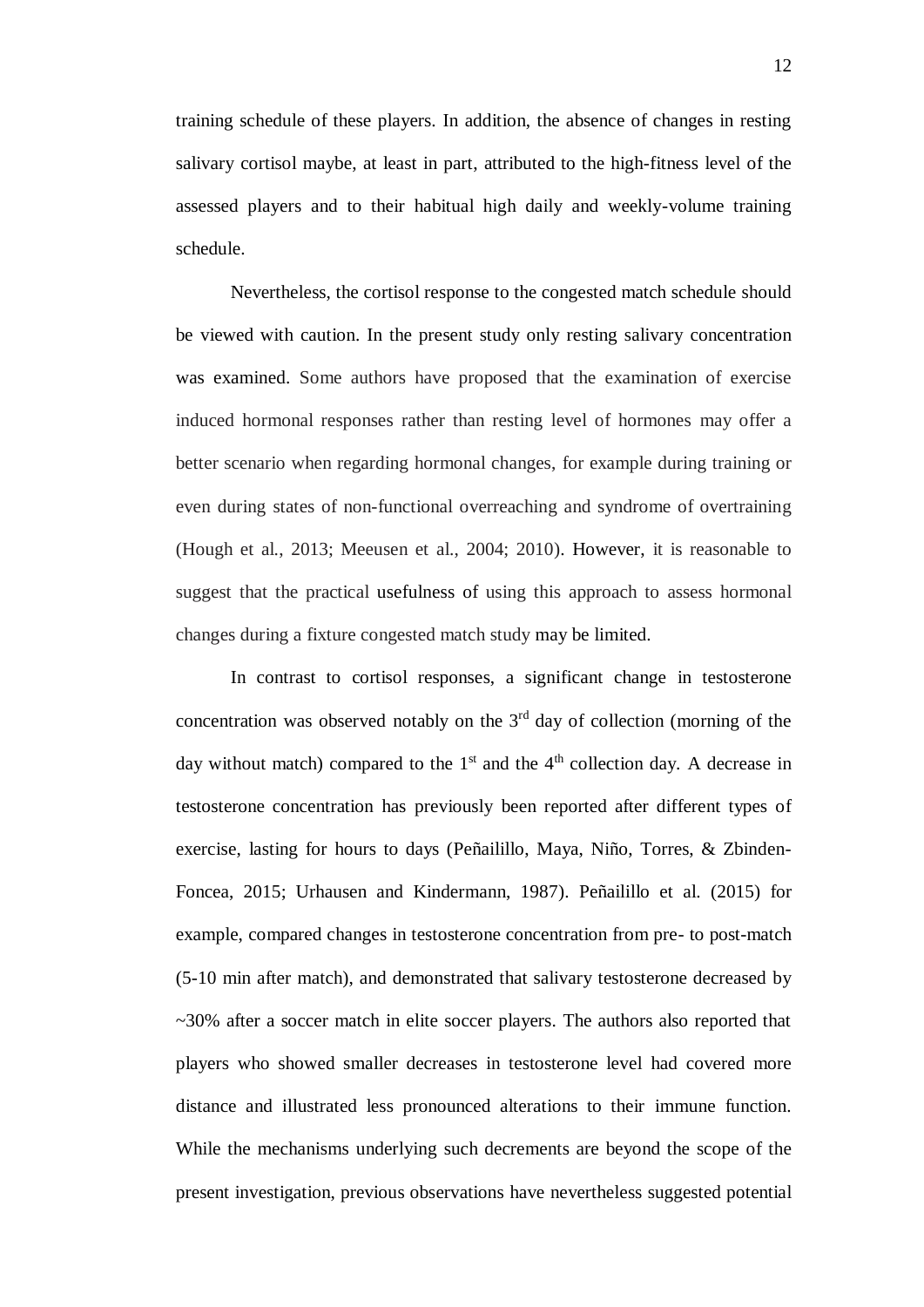training schedule of these players. In addition, the absence of changes in resting salivary cortisol maybe, at least in part, attributed to the high-fitness level of the assessed players and to their habitual high daily and weekly-volume training schedule.

Nevertheless, the cortisol response to the congested match schedule should be viewed with caution. In the present study only resting salivary concentration was examined. Some authors have proposed that the examination of exercise induced hormonal responses rather than resting level of hormones may offer a better scenario when regarding hormonal changes, for example during training or even during states of non-functional overreaching and syndrome of overtraining (Hough et al., 2013; Meeusen et al., 2004; 2010). However, it is reasonable to suggest that the practical usefulness of using this approach to assess hormonal changes during a fixture congested match study may be limited.

In contrast to cortisol responses, a significant change in testosterone concentration was observed notably on the 3rd day of collection (morning of the day without match) compared to the 1st and the 4th collection day. A decrease in testosterone concentration has previously been reported after different types of exercise, lasting for hours to days (Peñailillo, Maya, Niño, Torres, & Zbinden-Foncea, 2015; Urhausen and Kindermann, 1987). Peñailillo et al. (2015) for example, compared changes in testosterone concentration from pre- to post-match (5-10 min after match), and demonstrated that salivary testosterone decreased by ~30% after a soccer match in elite soccer players. The authors also reported that players who showed smaller decreases in testosterone level had covered more distance and illustrated less pronounced alterations to their immune function. While the mechanisms underlying such decrements are beyond the scope of the present investigation, previous observations have nevertheless suggested potential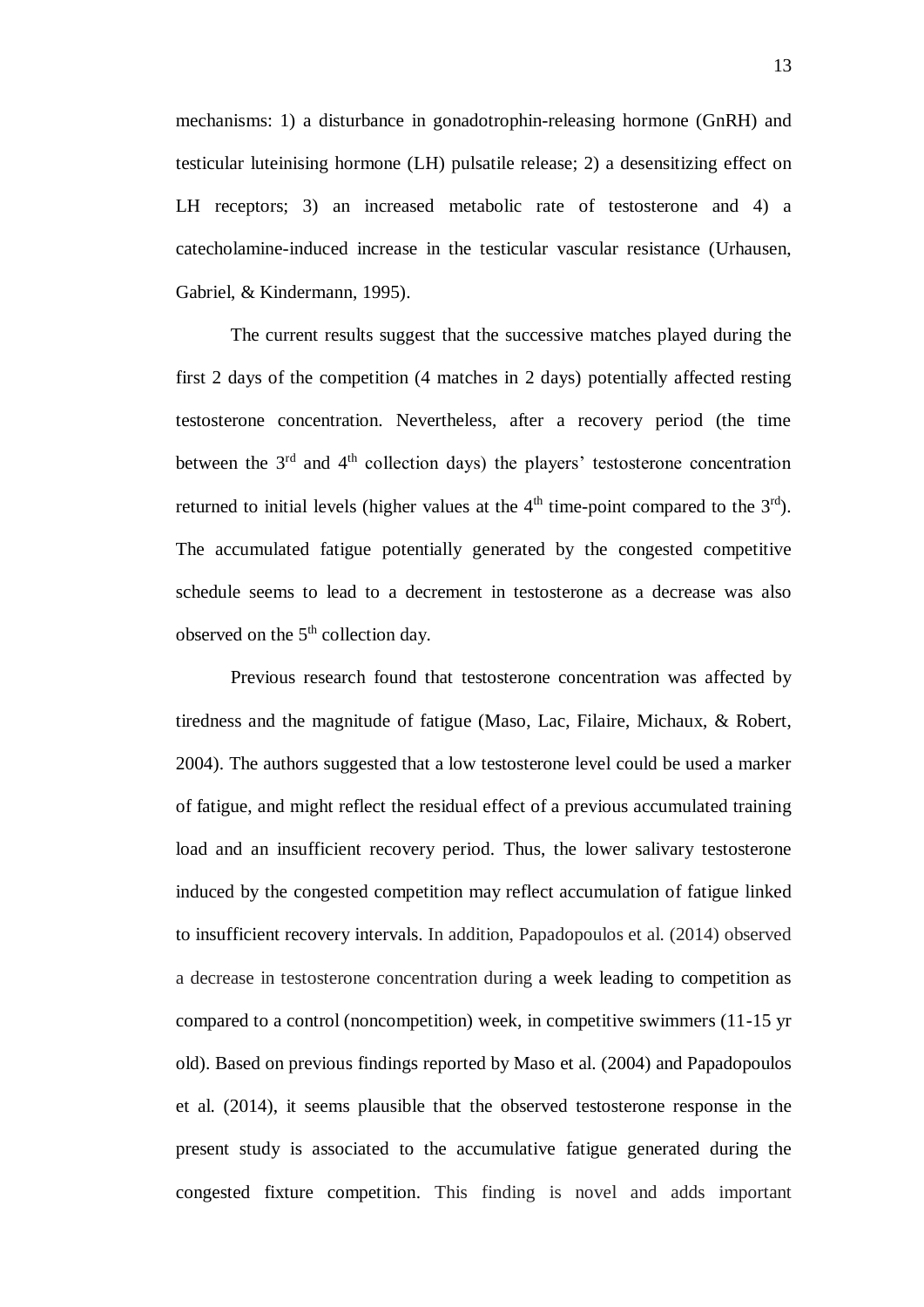mechanisms: 1) a disturbance in gonadotrophin-releasing hormone (GnRH) and testicular luteinising hormone (LH) pulsatile release; 2) a desensitizing effect on LH receptors; 3) an increased metabolic rate of testosterone and 4) a catecholamine-induced increase in the testicular vascular resistance (Urhausen, Gabriel, & Kindermann, 1995).

The current results suggest that the successive matches played during the first 2 days of the competition (4 matches in 2 days) potentially affected resting testosterone concentration. Nevertheless, after a recovery period (the time between the 3rd and 4th collection days) the players' testosterone concentration returned to initial levels (higher values at the 4th time-point compared to the 3rd). The accumulated fatigue potentially generated by the congested competitive schedule seems to lead to a decrement in testosterone as a decrease was also observed on the 5th collection day.

Previous research found that testosterone concentration was affected by tiredness and the magnitude of fatigue (Maso, Lac, Filaire, Michaux, & Robert, 2004). The authors suggested that a low testosterone level could be used a marker of fatigue, and might reflect the residual effect of a previous accumulated training load and an insufficient recovery period. Thus, the lower salivary testosterone induced by the congested competition may reflect accumulation of fatigue linked to insufficient recovery intervals. In addition, Papadopoulos et al. (2014) observed a decrease in testosterone concentration during a week leading to competition as compared to a control (noncompetition) week, in competitive swimmers (11-15 yr old). Based on previous findings reported by Maso et al. (2004) and Papadopoulos et al. (2014), it seems plausible that the observed testosterone response in the present study is associated to the accumulative fatigue generated during the congested fixture competition. This finding is novel and adds important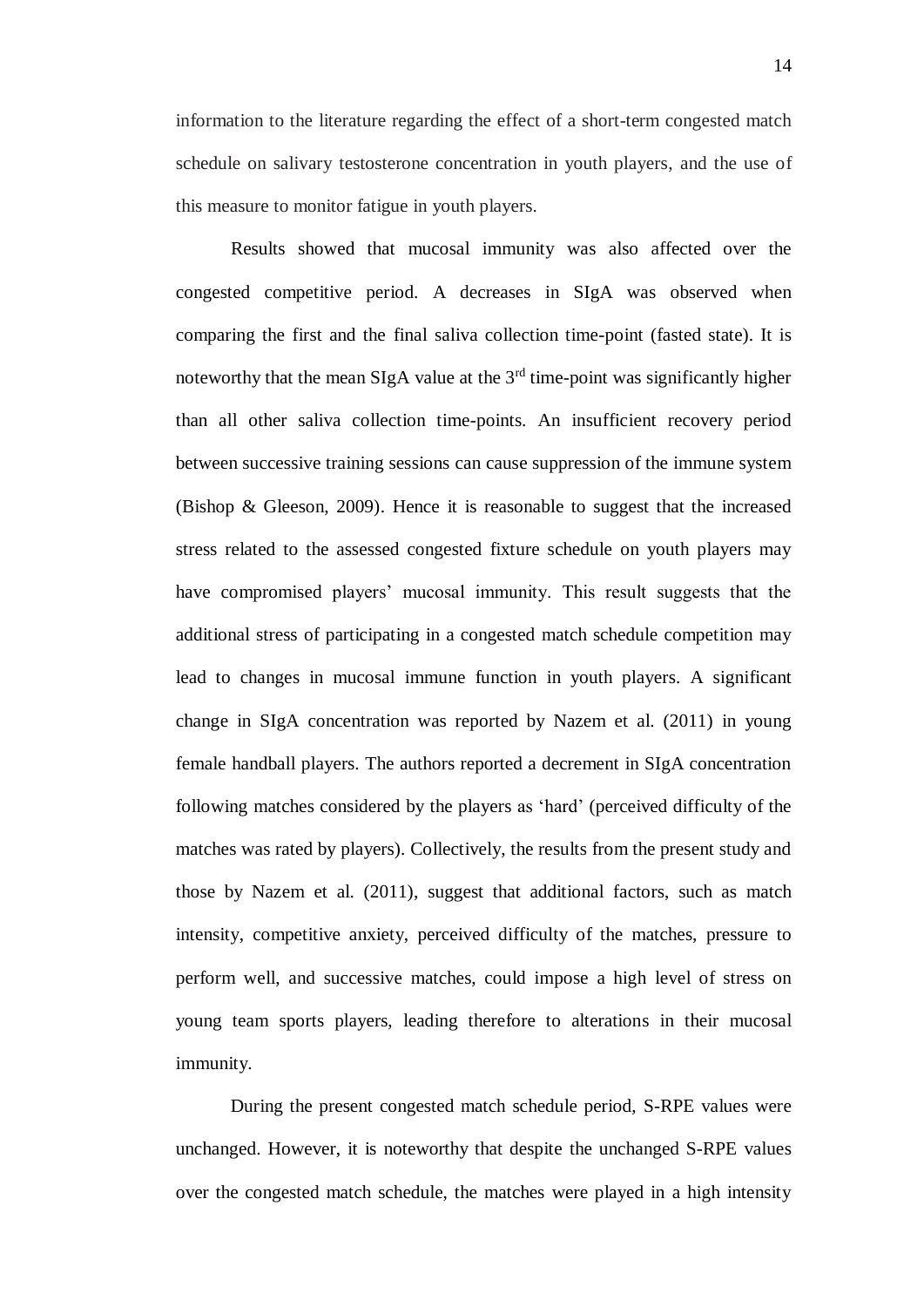information to the literature regarding the effect of a short-term congested match schedule on salivary testosterone concentration in youth players, and the use of this measure to monitor fatigue in youth players.

Results showed that mucosal immunity was also affected over the congested competitive period. A decreases in SIgA was observed when comparing the first and the final saliva collection time-point (fasted state). It is noteworthy that the mean SIgA value at the 3rd time-point was significantly higher than all other saliva collection time-points. An insufficient recovery period between successive training sessions can cause suppression of the immune system (Bishop & Gleeson, 2009). Hence it is reasonable to suggest that the increased stress related to the assessed congested fixture schedule on youth players may have compromised players' mucosal immunity. This result suggests that the additional stress of participating in a congested match schedule competition may lead to changes in mucosal immune function in youth players. A significant change in SIgA concentration was reported by Nazem et al. (2011) in young female handball players. The authors reported a decrement in SIgA concentration following matches considered by the players as 'hard' (perceived difficulty of the matches was rated by players). Collectively, the results from the present study and those by Nazem et al. (2011), suggest that additional factors, such as match intensity, competitive anxiety, perceived difficulty of the matches, pressure to perform well, and successive matches, could impose a high level of stress on young team sports players, leading therefore to alterations in their mucosal immunity.

During the present congested match schedule period, S-RPE values were unchanged. However, it is noteworthy that despite the unchanged S-RPE values over the congested match schedule, the matches were played in a high intensity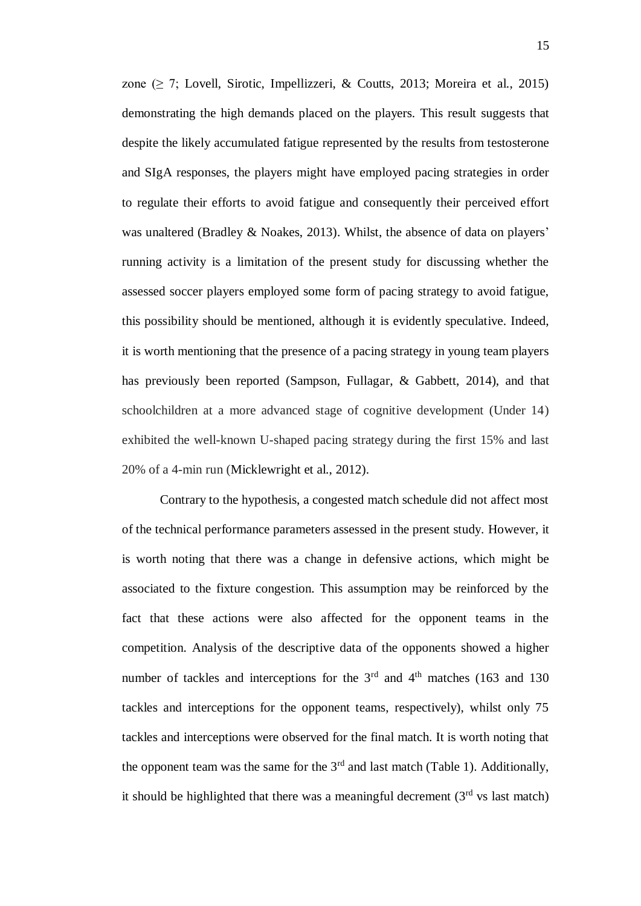zone ($\geq$ 7; Lovell, Sirotic, Impellizzeri, & Coutts, 2013; Moreira et al., 2015) demonstrating the high demands placed on the players. This result suggests that despite the likely accumulated fatigue represented by the results from testosterone and SIgA responses, the players might have employed pacing strategies in order to regulate their efforts to avoid fatigue and consequently their perceived effort was unaltered (Bradley & Noakes, 2013). Whilst, the absence of data on players' running activity is a limitation of the present study for discussing whether the assessed soccer players employed some form of pacing strategy to avoid fatigue, this possibility should be mentioned, although it is evidently speculative. Indeed, it is worth mentioning that the presence of a pacing strategy in young team players has previously been reported (Sampson, Fullagar, & Gabbett, 2014), and that schoolchildren at a more advanced stage of cognitive development (Under 14) exhibited the well-known U-shaped pacing strategy during the first 15% and last 20% of a 4-min run (Micklewright et al., 2012).

Contrary to the hypothesis, a congested match schedule did not affect most of the technical performance parameters assessed in the present study. However, it is worth noting that there was a change in defensive actions, which might be associated to the fixture congestion. This assumption may be reinforced by the fact that these actions were also affected for the opponent teams in the competition. Analysis of the descriptive data of the opponents showed a higher number of tackles and interceptions for the 3$^{rd}$ and 4$^{th}$ matches (163 and 130 tackles and interceptions for the opponent teams, respectively), whilst only 75 tackles and interceptions were observed for the final match. It is worth noting that the opponent team was the same for the 3$^{rd}$ and last match (Table 1). Additionally, it should be highlighted that there was a meaningful decrement (3$^{rd}$ vs last match)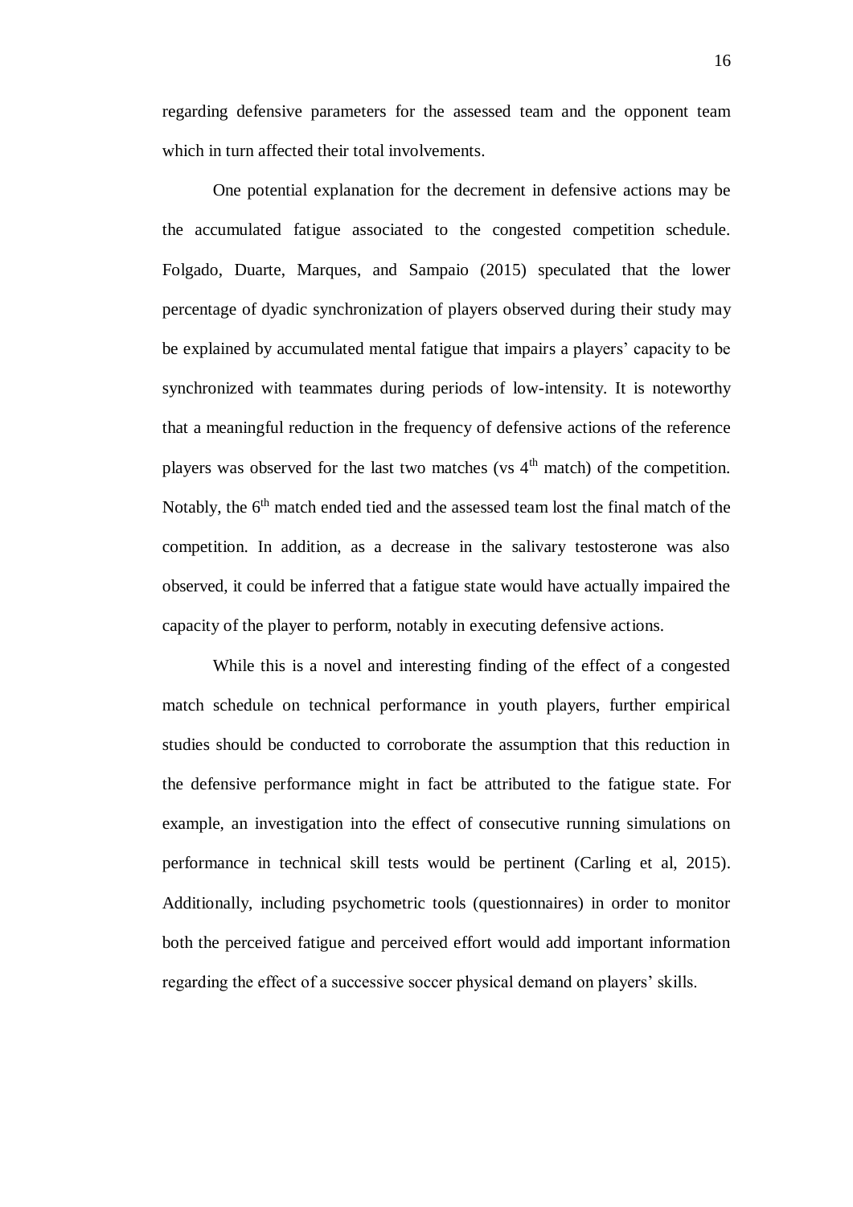regarding defensive parameters for the assessed team and the opponent team which in turn affected their total involvements.

One potential explanation for the decrement in defensive actions may be the accumulated fatigue associated to the congested competition schedule. Folgado, Duarte, Marques, and Sampaio (2015) speculated that the lower percentage of dyadic synchronization of players observed during their study may be explained by accumulated mental fatigue that impairs a players' capacity to be synchronized with teammates during periods of low-intensity. It is noteworthy that a meaningful reduction in the frequency of defensive actions of the reference players was observed for the last two matches (vs 4$^{th}$ match) of the competition. Notably, the 6$^{th}$ match ended tied and the assessed team lost the final match of the competition. In addition, as a decrease in the salivary testosterone was also observed, it could be inferred that a fatigue state would have actually impaired the capacity of the player to perform, notably in executing defensive actions.

While this is a novel and interesting finding of the effect of a congested match schedule on technical performance in youth players, further empirical studies should be conducted to corroborate the assumption that this reduction in the defensive performance might in fact be attributed to the fatigue state. For example, an investigation into the effect of consecutive running simulations on performance in technical skill tests would be pertinent (Carling et al, 2015). Additionally, including psychometric tools (questionnaires) in order to monitor both the perceived fatigue and perceived effort would add important information regarding the effect of a successive soccer physical demand on players' skills.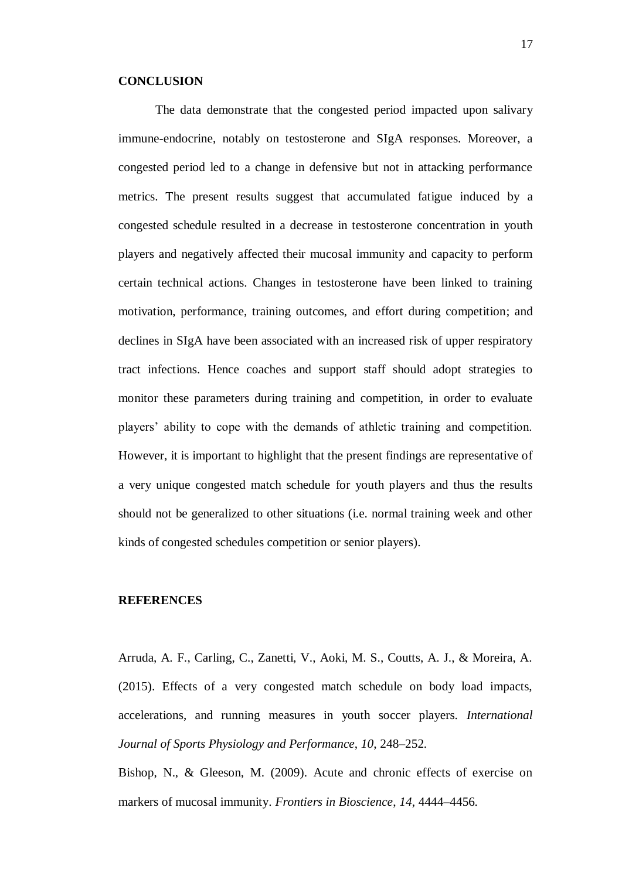## CONCLUSION

The data demonstrate that the congested period impacted upon salivary immune-endocrine, notably on testosterone and SIgA responses. Moreover, a congested period led to a change in defensive but not in attacking performance metrics. The present results suggest that accumulated fatigue induced by a congested schedule resulted in a decrease in testosterone concentration in youth players and negatively affected their mucosal immunity and capacity to perform certain technical actions. Changes in testosterone have been linked to training motivation, performance, training outcomes, and effort during competition; and declines in SIgA have been associated with an increased risk of upper respiratory tract infections. Hence coaches and support staff should adopt strategies to monitor these parameters during training and competition, in order to evaluate players' ability to cope with the demands of athletic training and competition. However, it is important to highlight that the present findings are representative of a very unique congested match schedule for youth players and thus the results should not be generalized to other situations (i.e. normal training week and other kinds of congested schedules competition or senior players).

## REFERENCES

Arruda, A. F., Carling, C., Zanetti, V., Aoki, M. S., Coutts, A. J., & Moreira, A. (2015). Effects of a very congested match schedule on body load impacts, accelerations, and running measures in youth soccer players. *International Journal of Sports Physiology and Performance*, *10*, 248–252.

Bishop, N., & Gleeson, M. (2009). Acute and chronic effects of exercise on markers of mucosal immunity. *Frontiers in Bioscience*, *14*, 4444–4456.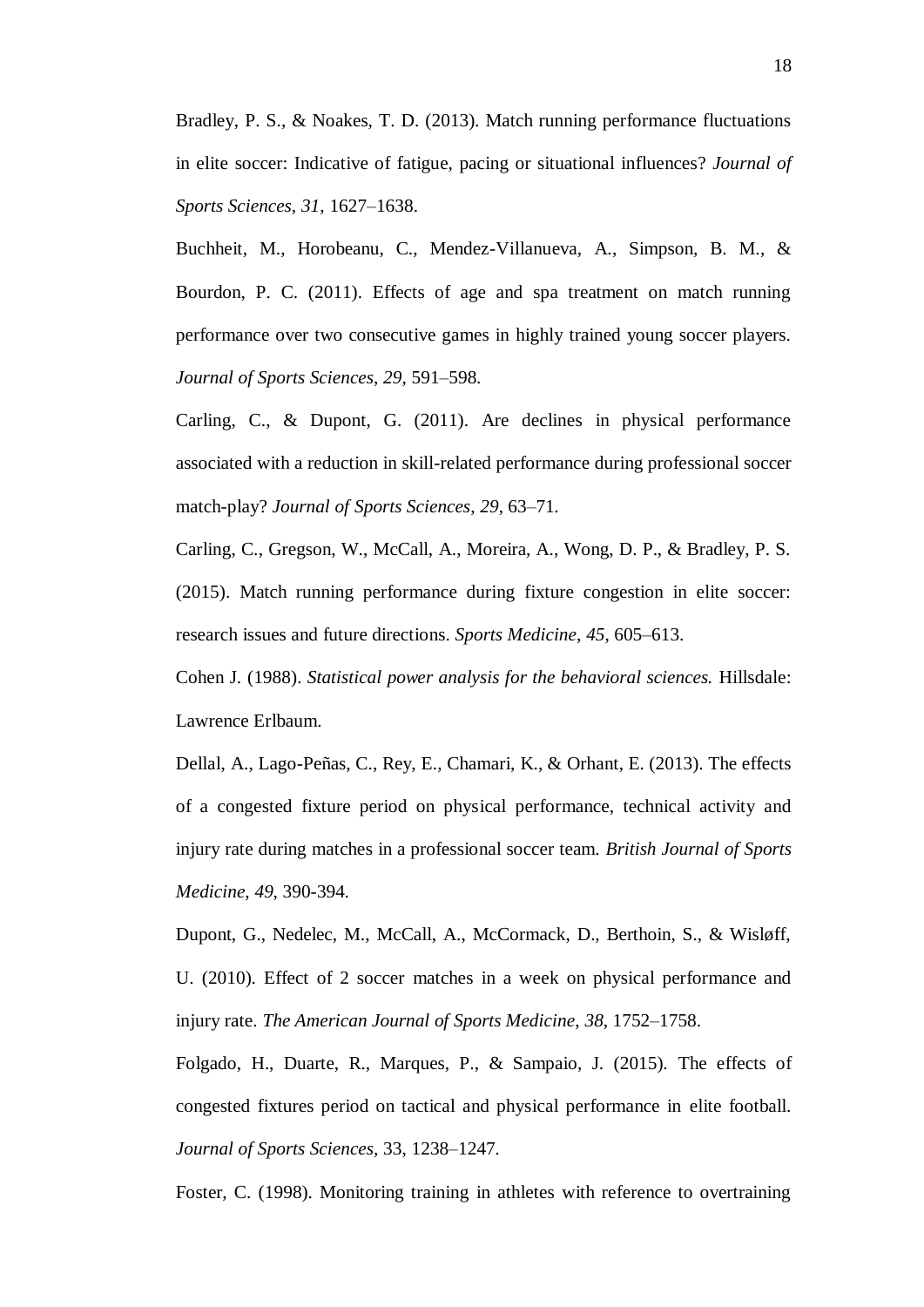Bradley, P. S., & Noakes, T. D. (2013). Match running performance fluctuations in elite soccer: Indicative of fatigue, pacing or situational influences? *Journal of Sports Sciences*, *31*, 1627–1638.

Buchheit, M., Horobeanu, C., Mendez-Villanueva, A., Simpson, B. M., & Bourdon, P. C. (2011). Effects of age and spa treatment on match running performance over two consecutive games in highly trained young soccer players. *Journal of Sports Sciences*, *29*, 591–598.

Carling, C., & Dupont, G. (2011). Are declines in physical performance associated with a reduction in skill-related performance during professional soccer match-play? *Journal of Sports Sciences*, *29*, 63–71.

Carling, C., Gregson, W., McCall, A., Moreira, A., Wong, D. P., & Bradley, P. S. (2015). Match running performance during fixture congestion in elite soccer: research issues and future directions. *Sports Medicine*, *45*, 605–613.

Cohen J. (1988). *Statistical power analysis for the behavioral sciences.* Hillsdale: Lawrence Erlbaum.

Dellal, A., Lago-Peñas, C., Rey, E., Chamari, K., & Orhant, E. (2013). The effects of a congested fixture period on physical performance, technical activity and injury rate during matches in a professional soccer team. *British Journal of Sports Medicine*, *49*, 390-394.

Dupont, G., Nedelec, M., McCall, A., McCormack, D., Berthoin, S., & Wisløff, U. (2010). Effect of 2 soccer matches in a week on physical performance and injury rate. *The American Journal of Sports Medicine*, *38*, 1752–1758.

Folgado, H., Duarte, R., Marques, P., & Sampaio, J. (2015). The effects of congested fixtures period on tactical and physical performance in elite football. *Journal of Sports Sciences*, 33, 1238–1247.

Foster, C. (1998). Monitoring training in athletes with reference to overtraining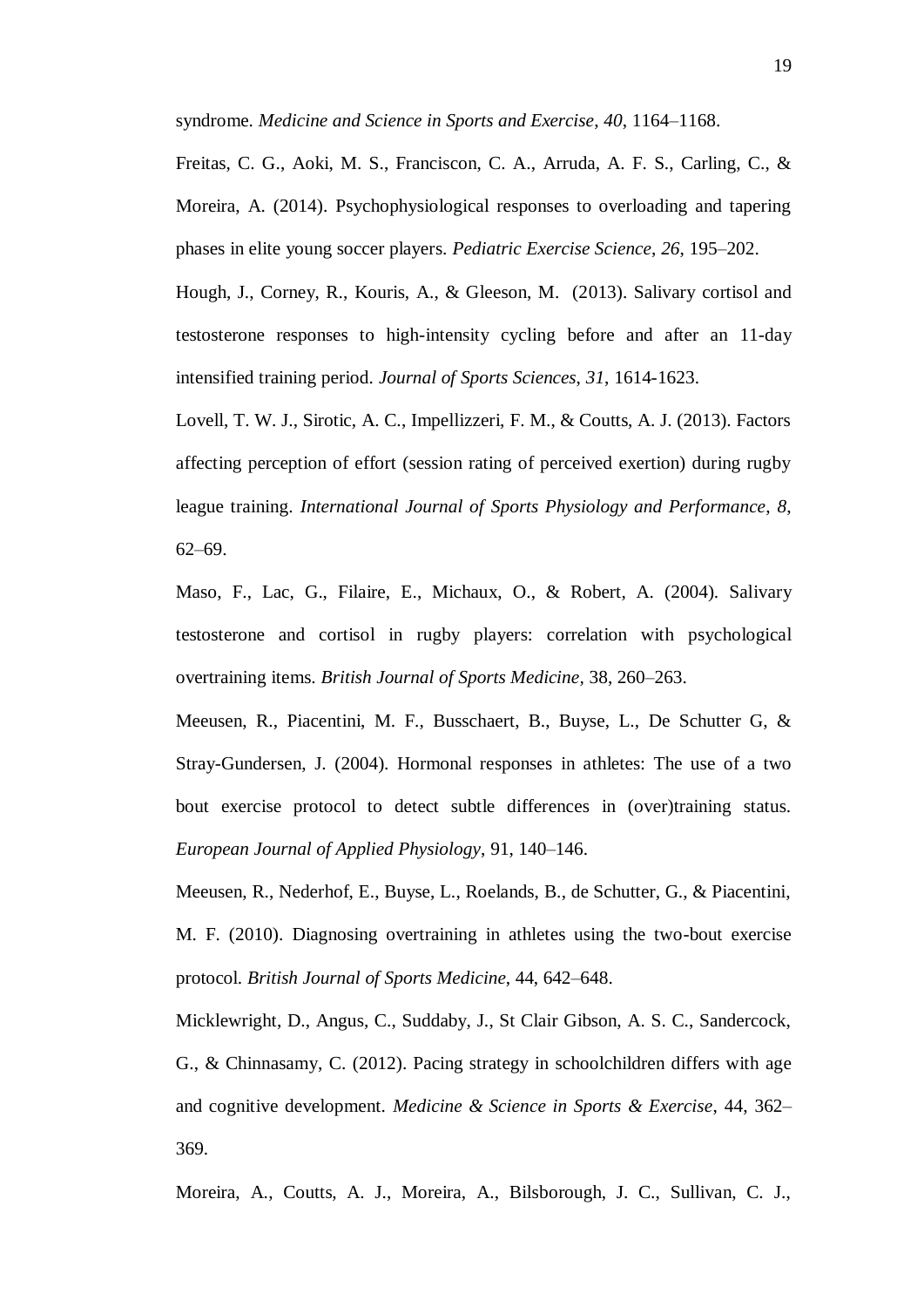syndrome. *Medicine and Science in Sports and Exercise*, *40*, 1164–1168.

Freitas, C. G., Aoki, M. S., Franciscon, C. A., Arruda, A. F. S., Carling, C., & Moreira, A. (2014). Psychophysiological responses to overloading and tapering phases in elite young soccer players. *Pediatric Exercise Science*, *26*, 195–202.

Hough, J., Corney, R., Kouris, A., & Gleeson, M. (2013). Salivary cortisol and testosterone responses to high-intensity cycling before and after an 11-day intensified training period. *Journal of Sports Sciences*, *31*, 1614-1623.

Lovell, T. W. J., Sirotic, A. C., Impellizzeri, F. M., & Coutts, A. J. (2013). Factors affecting perception of effort (session rating of perceived exertion) during rugby league training. *International Journal of Sports Physiology and Performance*, *8*, 62–69.

Maso, F., Lac, G., Filaire, E., Michaux, O., & Robert, A. (2004). Salivary testosterone and cortisol in rugby players: correlation with psychological overtraining items. *British Journal of Sports Medicine*, 38, 260–263.

Meeusen, R., Piacentini, M. F., Busschaert, B., Buyse, L., De Schutter G, & Stray-Gundersen, J. (2004). Hormonal responses in athletes: The use of a two bout exercise protocol to detect subtle differences in (over)training status. *European Journal of Applied Physiology*, 91, 140–146.

Meeusen, R., Nederhof, E., Buyse, L., Roelands, B., de Schutter, G., & Piacentini, M. F. (2010). Diagnosing overtraining in athletes using the two-bout exercise protocol. *British Journal of Sports Medicine*, 44, 642–648.

Micklewright, D., Angus, C., Suddaby, J., St Clair Gibson, A. S. C., Sandercock, G., & Chinnasamy, C. (2012). Pacing strategy in schoolchildren differs with age and cognitive development. *Medicine & Science in Sports & Exercise*, 44, 362–369.

Moreira, A., Coutts, A. J., Moreira, A., Bilsborough, J. C., Sullivan, C. J.,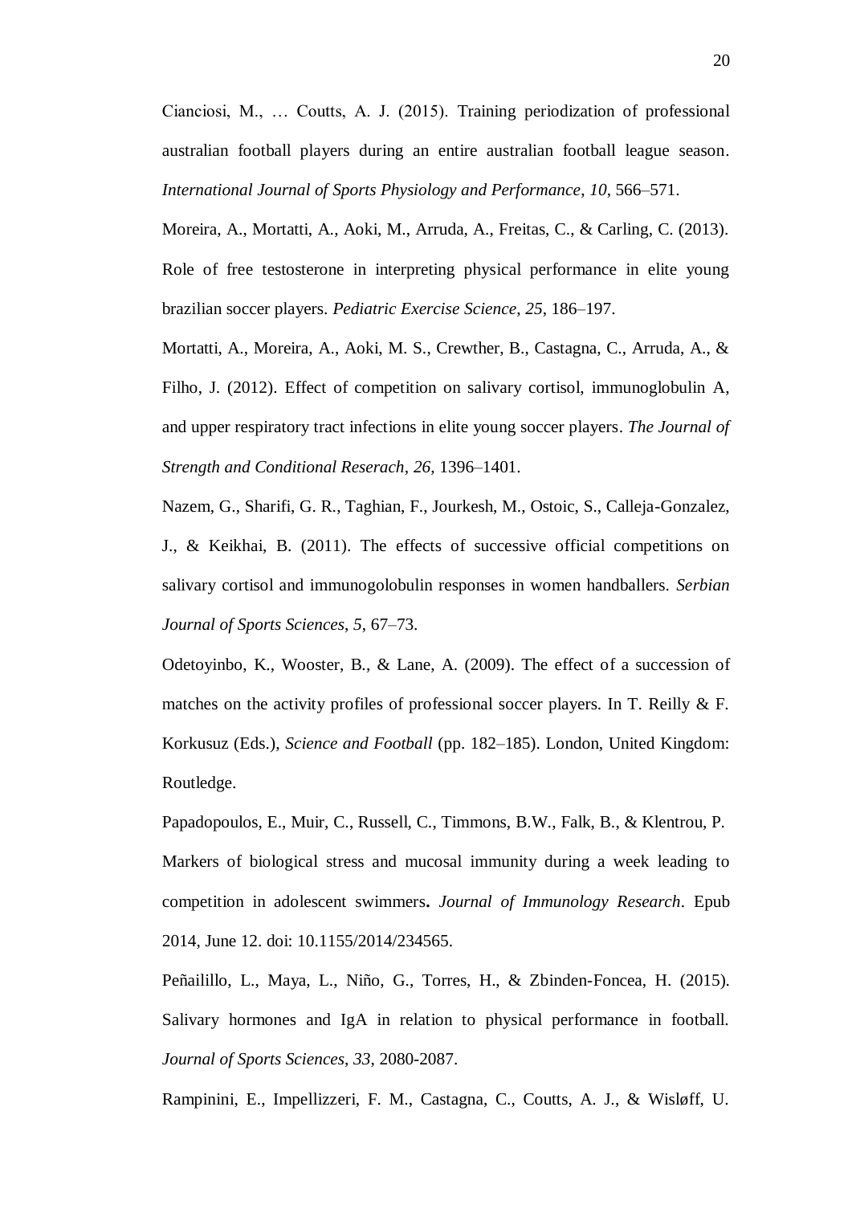Cianciosi, M., … Coutts, A. J. (2015). Training periodization of professional australian football players during an entire australian football league season. *International Journal of Sports Physiology and Performance*, *10*, 566–571.

Moreira, A., Mortatti, A., Aoki, M., Arruda, A., Freitas, C., & Carling, C. (2013). Role of free testosterone in interpreting physical performance in elite young brazilian soccer players. *Pediatric Exercise Science*, *25*, 186–197.

Mortatti, A., Moreira, A., Aoki, M. S., Crewther, B., Castagna, C., Arruda, A., & Filho, J. (2012). Effect of competition on salivary cortisol, immunoglobulin A, and upper respiratory tract infections in elite young soccer players. *The Journal of Strength and Conditional Reserach*, *26*, 1396–1401.

Nazem, G., Sharifi, G. R., Taghian, F., Jourkesh, M., Ostoic, S., Calleja-Gonzalez, J., & Keikhai, B. (2011). The effects of successive official competitions on salivary cortisol and immunogolobulin responses in women handballers. *Serbian Journal of Sports Sciences*, *5*, 67–73.

Odetoyinbo, K., Wooster, B., & Lane, A. (2009). The effect of a succession of matches on the activity profiles of professional soccer players. In T. Reilly & F. Korkusuz (Eds.), *Science and Football* (pp. 182–185). London, United Kingdom: Routledge.

Papadopoulos, E., Muir, C., Russell, C., Timmons, B.W., Falk, B., & Klentrou, P. Markers of biological stress and mucosal immunity during a week leading to competition in adolescent swimmers**.** *Journal of Immunology Research*. Epub 2014, June 12. doi: 10.1155/2014/234565.

Peñailillo, L., Maya, L., Niño, G., Torres, H., & Zbinden-Foncea, H. (2015). Salivary hormones and IgA in relation to physical performance in football. *Journal of Sports Sciences*, *33*, 2080-2087.

Rampinini, E., Impellizzeri, F. M., Castagna, C., Coutts, A. J., & Wisløff, U.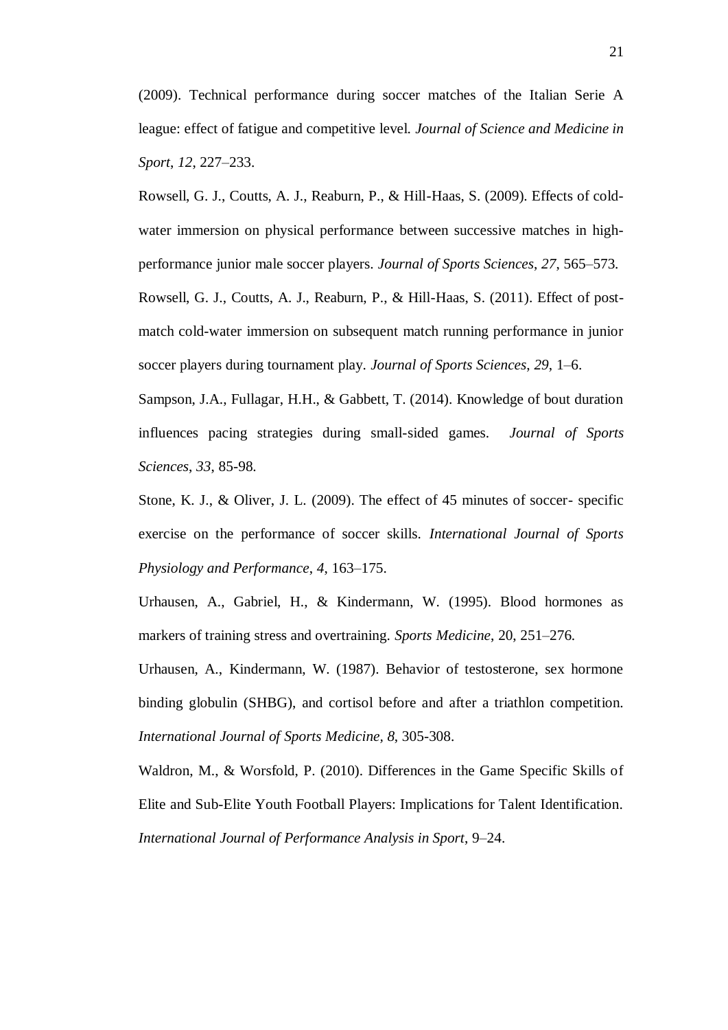(2009). Technical performance during soccer matches of the Italian Serie A league: effect of fatigue and competitive level. *Journal of Science and Medicine in Sport*, *12*, 227–233.

Rowsell, G. J., Coutts, A. J., Reaburn, P., & Hill-Haas, S. (2009). Effects of cold-water immersion on physical performance between successive matches in high-performance junior male soccer players. *Journal of Sports Sciences*, *27*, 565–573.

Rowsell, G. J., Coutts, A. J., Reaburn, P., & Hill-Haas, S. (2011). Effect of post-match cold-water immersion on subsequent match running performance in junior soccer players during tournament play. *Journal of Sports Sciences*, *29*, 1–6.

Sampson, J.A., Fullagar, H.H., & Gabbett, T. (2014). Knowledge of bout duration influences pacing strategies during small-sided games. *Journal of Sports Sciences*, *33*, 85-98.

Stone, K. J., & Oliver, J. L. (2009). The effect of 45 minutes of soccer- specific exercise on the performance of soccer skills. *International Journal of Sports Physiology and Performance*, *4*, 163–175.

Urhausen, A., Gabriel, H., & Kindermann, W. (1995). Blood hormones as markers of training stress and overtraining. *Sports Medicine*, 20, 251–276.

Urhausen, A., Kindermann, W. (1987). Behavior of testosterone, sex hormone binding globulin (SHBG), and cortisol before and after a triathlon competition. *International Journal of Sports Medicine, 8*, 305-308.

Waldron, M., & Worsfold, P. (2010). Differences in the Game Specific Skills of Elite and Sub-Elite Youth Football Players: Implications for Talent Identification. *International Journal of Performance Analysis in Sport*, 9–24.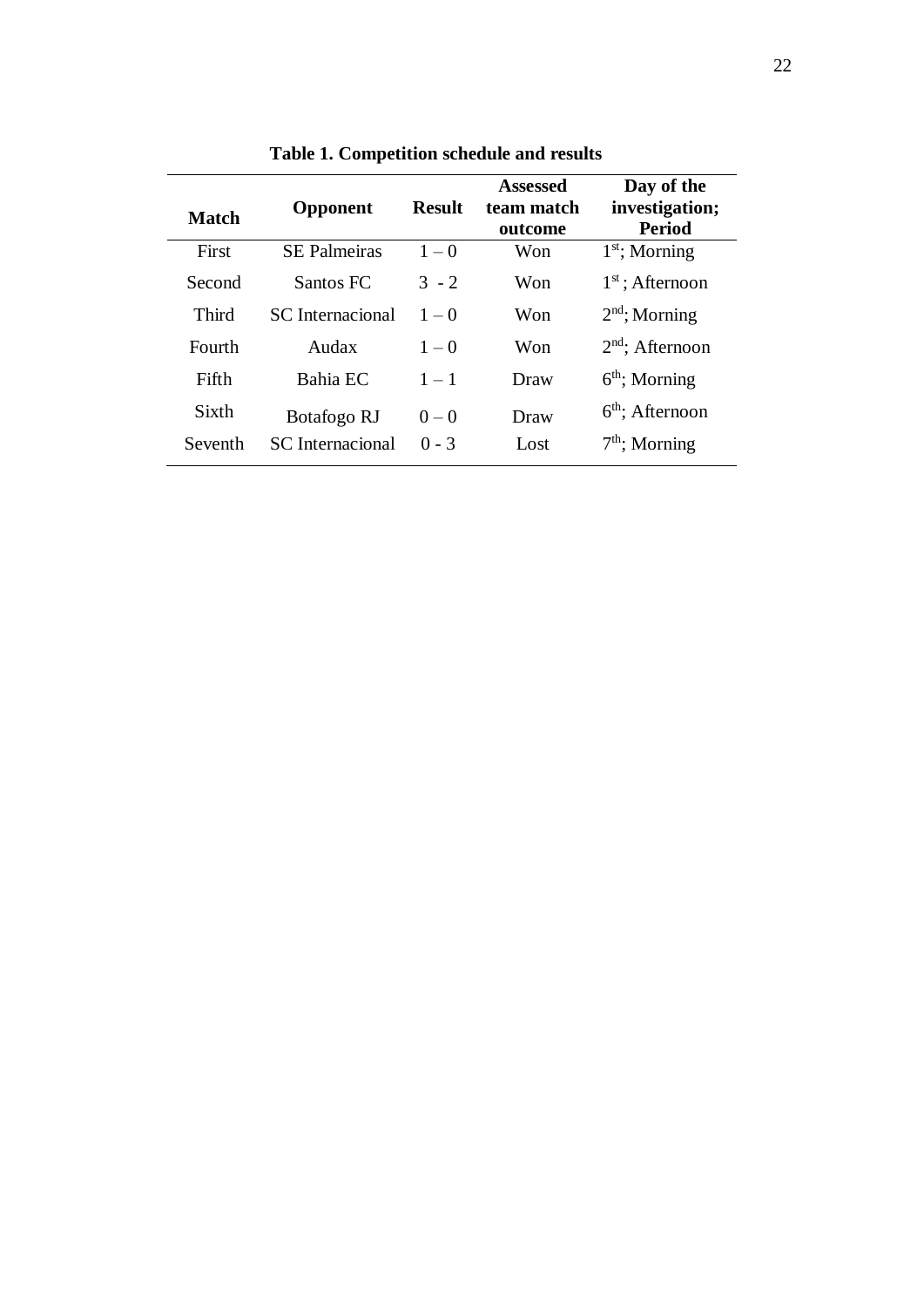**Table 1. Competition schedule and results**

| Match | Opponent | Result | Assessed team match outcome | Day of the investigation; Period |
|---|---|---|---|---|
| First | SE Palmeiras | 1 – 0 | Won | 1st; Morning |
| Second | Santos FC | 3 - 2 | Won | 1st ; Afternoon |
| Third | SC Internacional | 1 – 0 | Won | 2nd; Morning |
| Fourth | Audax | 1 – 0 | Won | 2nd; Afternoon |
| Fifth | Bahia EC | 1 – 1 | Draw | 6th; Morning |
| Sixth | Botafogo RJ | 0 – 0 | Draw | 6th; Afternoon |
| Seventh | SC Internacional | 0 - 3 | Lost | 7th; Morning |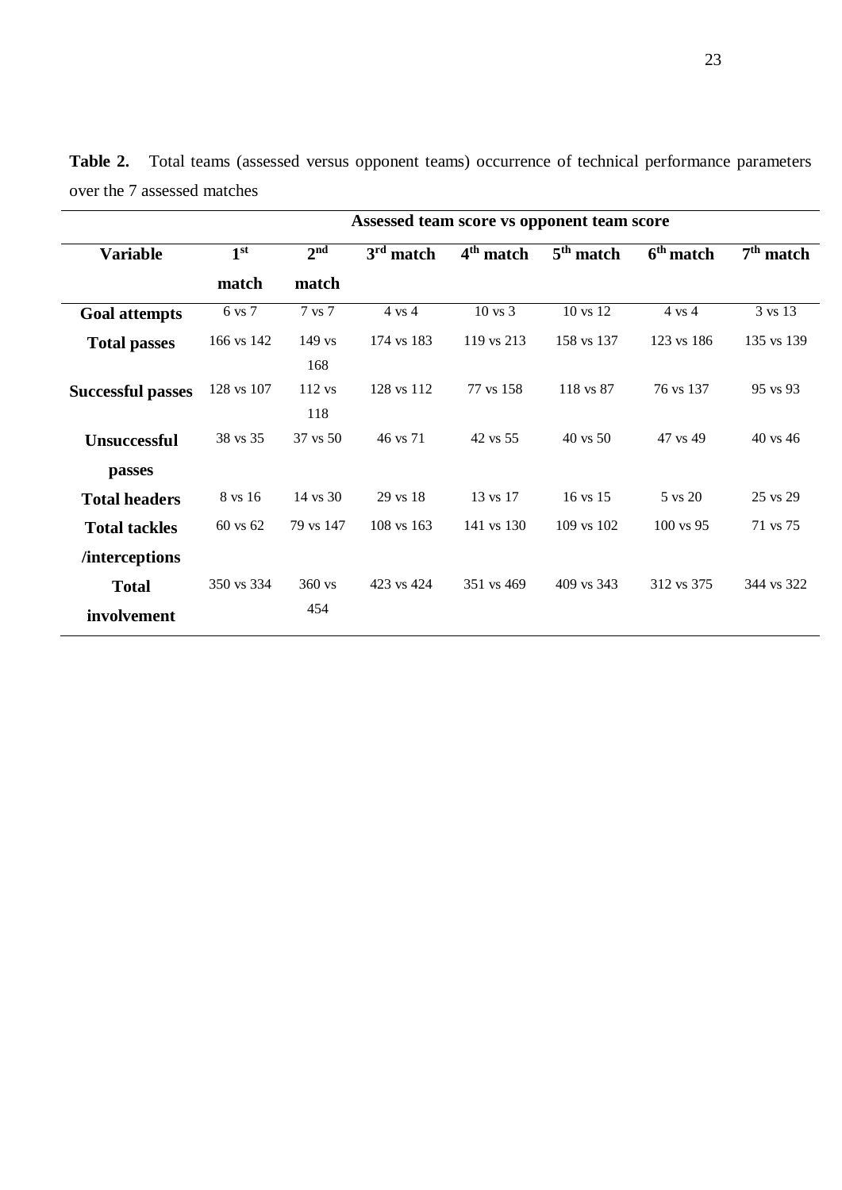**Table 2.** Total teams (assessed versus opponent teams) occurrence of technical performance parameters over the 7 assessed matches

| | Assessed team score vs opponent team score | | | | | | |
|---|---|---|---|---|---|---|---|
| **Variable** | **1st match** | **2nd match** | **3rd match** | **4th match** | **5th match** | **6th match** | **7th match** |
| **Goal attempts** | 6 vs 7 | 7 vs 7 | 4 vs 4 | 10 vs 3 | 10 vs 12 | 4 vs 4 | 3 vs 13 |
| **Total passes** | 166 vs 142 | 149 vs 168 | 174 vs 183 | 119 vs 213 | 158 vs 137 | 123 vs 186 | 135 vs 139 |
| **Successful passes** | 128 vs 107 | 112 vs 118 | 128 vs 112 | 77 vs 158 | 118 vs 87 | 76 vs 137 | 95 vs 93 |
| **Unsuccessful passes** | 38 vs 35 | 37 vs 50 | 46 vs 71 | 42 vs 55 | 40 vs 50 | 47 vs 49 | 40 vs 46 |
| **Total headers** | 8 vs 16 | 14 vs 30 | 29 vs 18 | 13 vs 17 | 16 vs 15 | 5 vs 20 | 25 vs 29 |
| **Total tackles /interceptions** | 60 vs 62 | 79 vs 147 | 108 vs 163 | 141 vs 130 | 109 vs 102 | 100 vs 95 | 71 vs 75 |
| **Total involvement** | 350 vs 334 | 360 vs 454 | 423 vs 424 | 351 vs 469 | 409 vs 343 | 312 vs 375 | 344 vs 322 |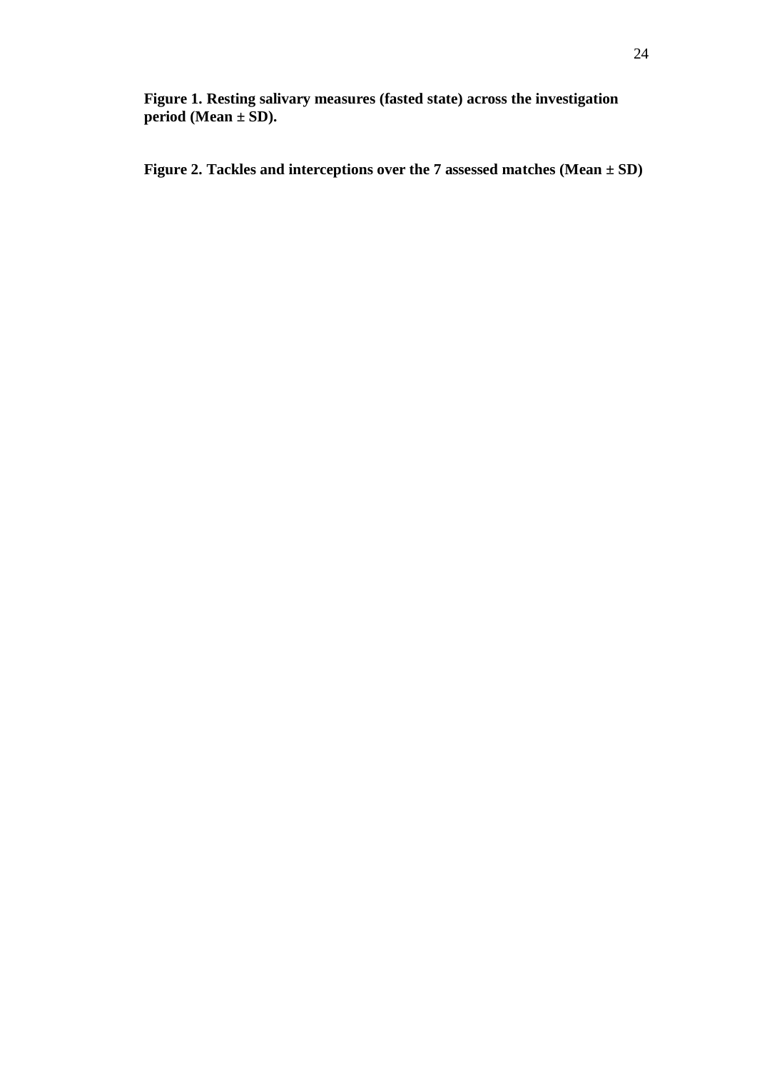**Figure 1. Resting salivary measures (fasted state) across the investigation period (Mean ± SD).**

**Figure 2. Tackles and interceptions over the 7 assessed matches (Mean ± SD)**